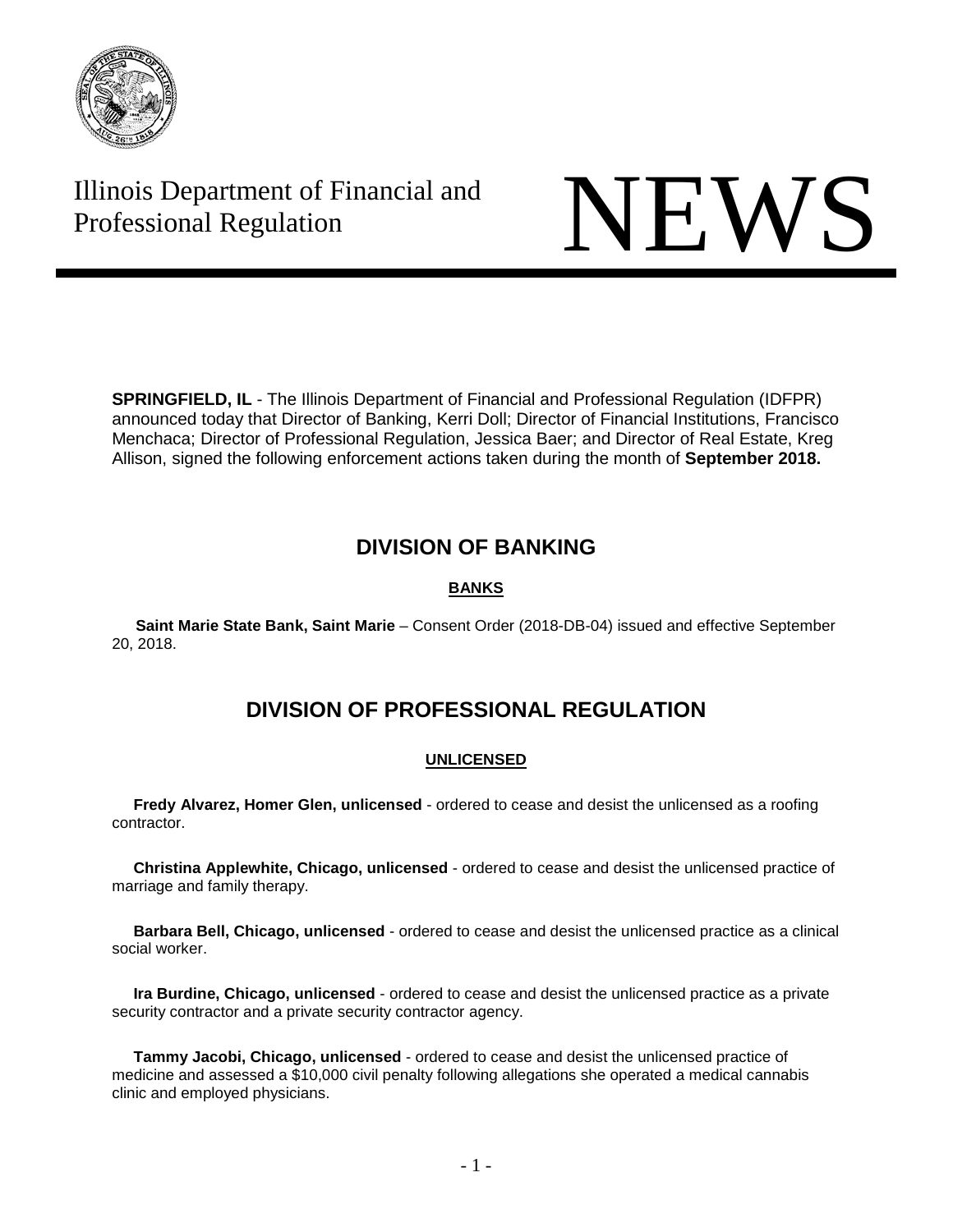Illinois Department of Financial and Professional Regulation

# NEWS

**SPRINGFIELD, IL** - The Illinois Department of Financial and Professional Regulation (IDFPR) announced today that Director of Banking, Kerri Doll; Director of Financial Institutions, Francisco Menchaca; Director of Professional Regulation, Jessica Baer; and Director of Real Estate, Kreg Allison, signed the following enforcement actions taken during the month of **September 2018.**

## DIVISION OF BANKING

### BANKS

**Saint Marie State Bank, Saint Marie** – Consent Order (2018-DB-04) issued and effective September 20, 2018.

## DIVISION OF PROFESSIONAL REGULATION

### UNLICENSED

**Fredy Alvarez, Homer Glen, unlicensed** - ordered to cease and desist the unlicensed as a roofing contractor.

**Christina Applewhite, Chicago, unlicensed** - ordered to cease and desist the unlicensed practice of marriage and family therapy.

**Barbara Bell, Chicago, unlicensed** - ordered to cease and desist the unlicensed practice as a clinical social worker.

**Ira Burdine, Chicago, unlicensed** - ordered to cease and desist the unlicensed practice as a private security contractor and a private security contractor agency.

**Tammy Jacobi, Chicago, unlicensed** - ordered to cease and desist the unlicensed practice of medicine and assessed a $10,000 civil penalty following allegations she operated a medical cannabis clinic and employed physicians.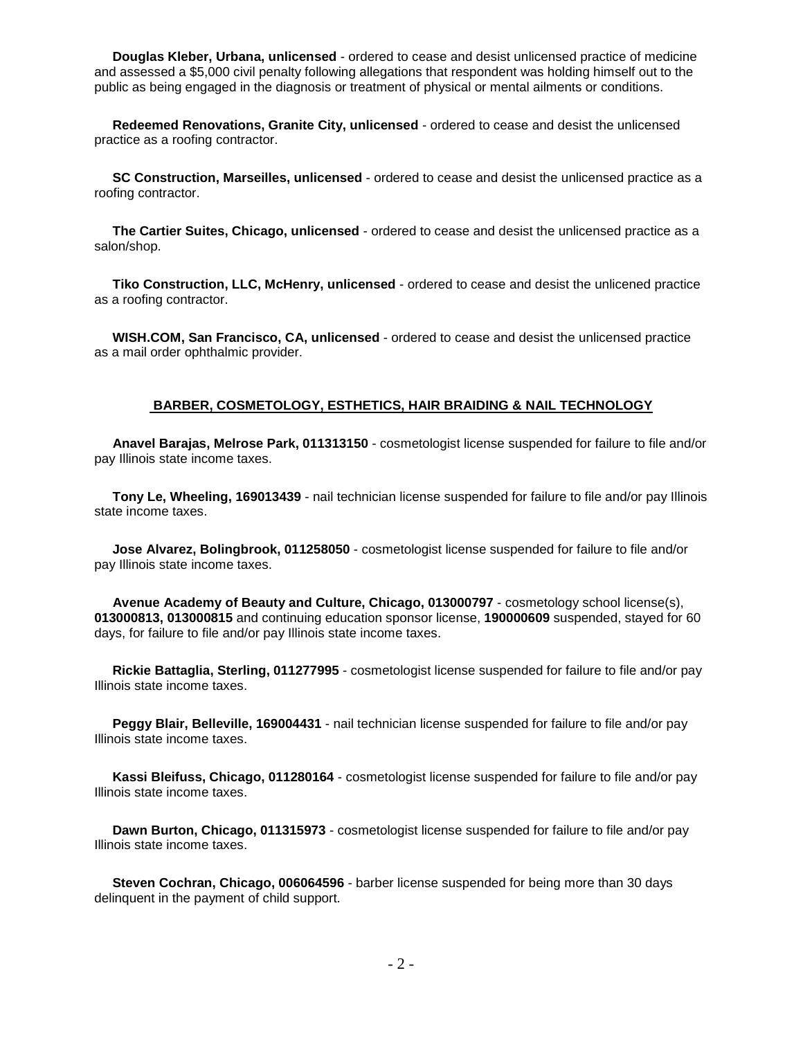**Douglas Kleber, Urbana, unlicensed** - ordered to cease and desist unlicensed practice of medicine and assessed a $5,000 civil penalty following allegations that respondent was holding himself out to the public as being engaged in the diagnosis or treatment of physical or mental ailments or conditions.

**Redeemed Renovations, Granite City, unlicensed** - ordered to cease and desist the unlicensed practice as a roofing contractor.

**SC Construction, Marseilles, unlicensed** - ordered to cease and desist the unlicensed practice as a roofing contractor.

**The Cartier Suites, Chicago, unlicensed** - ordered to cease and desist the unlicensed practice as a salon/shop.

**Tiko Construction, LLC, McHenry, unlicensed** - ordered to cease and desist the unlicened practice as a roofing contractor.

**WISH.COM, San Francisco, CA, unlicensed** - ordered to cease and desist the unlicensed practice as a mail order ophthalmic provider.

## BARBER, COSMETOLOGY, ESTHETICS, HAIR BRAIDING & NAIL TECHNOLOGY

**Anavel Barajas, Melrose Park, 011313150** - cosmetologist license suspended for failure to file and/or pay Illinois state income taxes.

**Tony Le, Wheeling, 169013439** - nail technician license suspended for failure to file and/or pay Illinois state income taxes.

**Jose Alvarez, Bolingbrook, 011258050** - cosmetologist license suspended for failure to file and/or pay Illinois state income taxes.

**Avenue Academy of Beauty and Culture, Chicago, 013000797** - cosmetology school license(s), **013000813, 013000815** and continuing education sponsor license, **190000609** suspended, stayed for 60 days, for failure to file and/or pay Illinois state income taxes.

**Rickie Battaglia, Sterling, 011277995** - cosmetologist license suspended for failure to file and/or pay Illinois state income taxes.

**Peggy Blair, Belleville, 169004431** - nail technician license suspended for failure to file and/or pay Illinois state income taxes.

**Kassi Bleifuss, Chicago, 011280164** - cosmetologist license suspended for failure to file and/or pay Illinois state income taxes.

**Dawn Burton, Chicago, 011315973** - cosmetologist license suspended for failure to file and/or pay Illinois state income taxes.

**Steven Cochran, Chicago, 006064596** - barber license suspended for being more than 30 days delinquent in the payment of child support.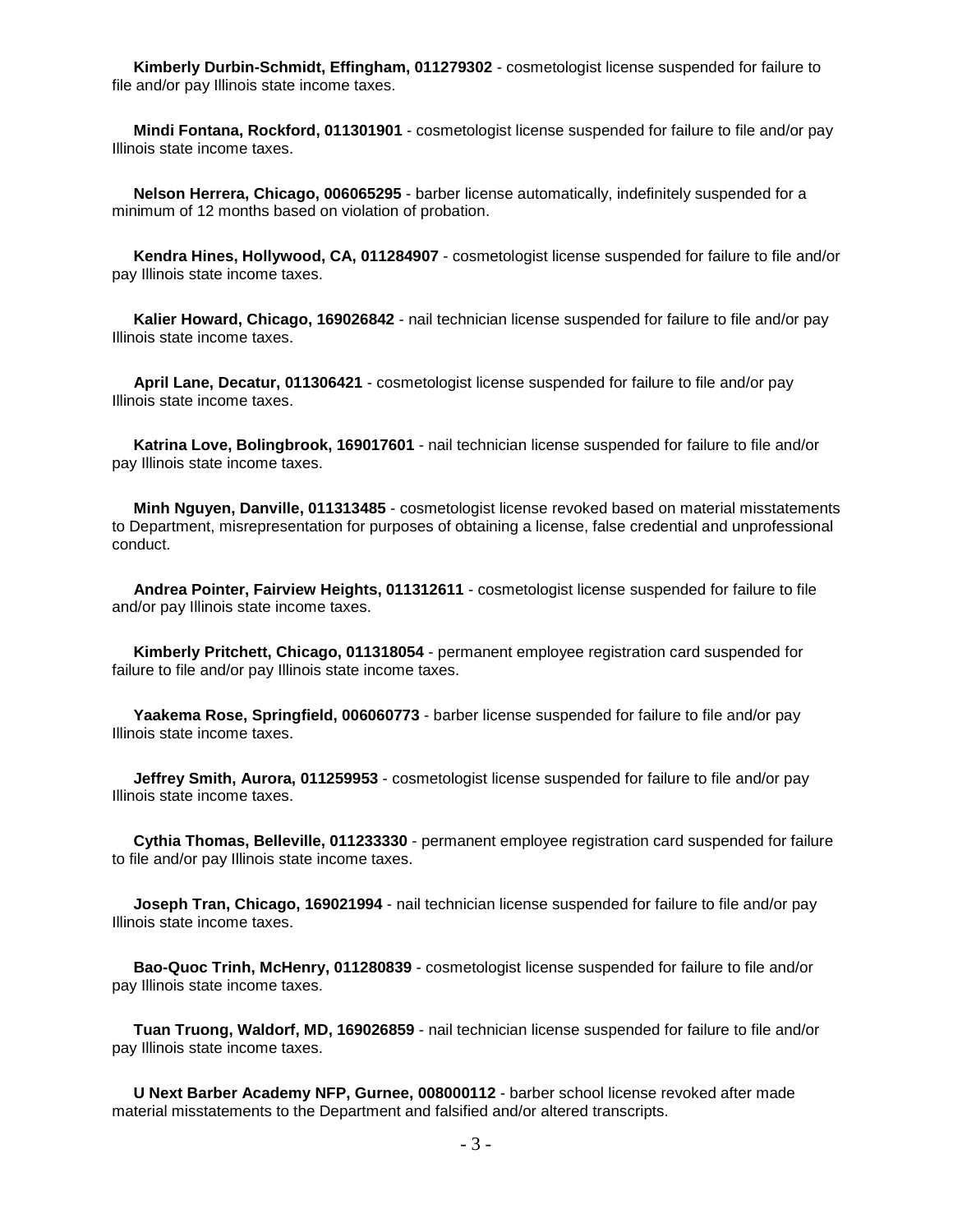**Kimberly Durbin-Schmidt, Effingham, 011279302** - cosmetologist license suspended for failure to file and/or pay Illinois state income taxes.

**Mindi Fontana, Rockford, 011301901** - cosmetologist license suspended for failure to file and/or pay Illinois state income taxes.

**Nelson Herrera, Chicago, 006065295** - barber license automatically, indefinitely suspended for a minimum of 12 months based on violation of probation.

**Kendra Hines, Hollywood, CA, 011284907** - cosmetologist license suspended for failure to file and/or pay Illinois state income taxes.

**Kalier Howard, Chicago, 169026842** - nail technician license suspended for failure to file and/or pay Illinois state income taxes.

**April Lane, Decatur, 011306421** - cosmetologist license suspended for failure to file and/or pay Illinois state income taxes.

**Katrina Love, Bolingbrook, 169017601** - nail technician license suspended for failure to file and/or pay Illinois state income taxes.

**Minh Nguyen, Danville, 011313485** - cosmetologist license revoked based on material misstatements to Department, misrepresentation for purposes of obtaining a license, false credential and unprofessional conduct.

**Andrea Pointer, Fairview Heights, 011312611** - cosmetologist license suspended for failure to file and/or pay Illinois state income taxes.

**Kimberly Pritchett, Chicago, 011318054** - permanent employee registration card suspended for failure to file and/or pay Illinois state income taxes.

**Yaakema Rose, Springfield, 006060773** - barber license suspended for failure to file and/or pay Illinois state income taxes.

**Jeffrey Smith, Aurora, 011259953** - cosmetologist license suspended for failure to file and/or pay Illinois state income taxes.

**Cythia Thomas, Belleville, 011233330** - permanent employee registration card suspended for failure to file and/or pay Illinois state income taxes.

**Joseph Tran, Chicago, 169021994** - nail technician license suspended for failure to file and/or pay Illinois state income taxes.

**Bao-Quoc Trinh, McHenry, 011280839** - cosmetologist license suspended for failure to file and/or pay Illinois state income taxes.

**Tuan Truong, Waldorf, MD, 169026859** - nail technician license suspended for failure to file and/or pay Illinois state income taxes.

**U Next Barber Academy NFP, Gurnee, 008000112** - barber school license revoked after made material misstatements to the Department and falsified and/or altered transcripts.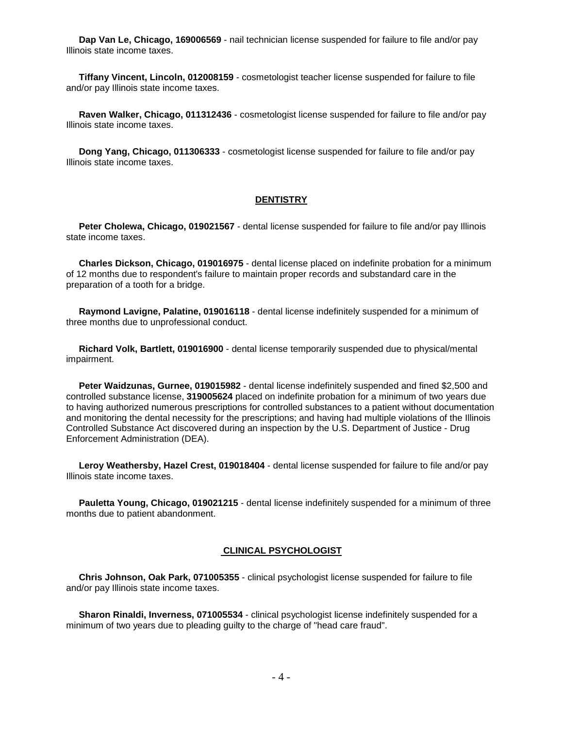**Dap Van Le, Chicago, 169006569** - nail technician license suspended for failure to file and/or pay Illinois state income taxes.

**Tiffany Vincent, Lincoln, 012008159** - cosmetologist teacher license suspended for failure to file and/or pay Illinois state income taxes.

**Raven Walker, Chicago, 011312436** - cosmetologist license suspended for failure to file and/or pay Illinois state income taxes.

**Dong Yang, Chicago, 011306333** - cosmetologist license suspended for failure to file and/or pay Illinois state income taxes.

## DENTISTRY

**Peter Cholewa, Chicago, 019021567** - dental license suspended for failure to file and/or pay Illinois state income taxes.

**Charles Dickson, Chicago, 019016975** - dental license placed on indefinite probation for a minimum of 12 months due to respondent's failure to maintain proper records and substandard care in the preparation of a tooth for a bridge.

**Raymond Lavigne, Palatine, 019016118** - dental license indefinitely suspended for a minimum of three months due to unprofessional conduct.

**Richard Volk, Bartlett, 019016900** - dental license temporarily suspended due to physical/mental impairment.

**Peter Waidzunas, Gurnee, 019015982** - dental license indefinitely suspended and fined $2,500 and controlled substance license, **319005624** placed on indefinite probation for a minimum of two years due to having authorized numerous prescriptions for controlled substances to a patient without documentation and monitoring the dental necessity for the prescriptions; and having had multiple violations of the Illinois Controlled Substance Act discovered during an inspection by the U.S. Department of Justice - Drug Enforcement Administration (DEA).

**Leroy Weathersby, Hazel Crest, 019018404** - dental license suspended for failure to file and/or pay Illinois state income taxes.

**Pauletta Young, Chicago, 019021215** - dental license indefinitely suspended for a minimum of three months due to patient abandonment.

## CLINICAL PSYCHOLOGIST

**Chris Johnson, Oak Park, 071005355** - clinical psychologist license suspended for failure to file and/or pay Illinois state income taxes.

**Sharon Rinaldi, Inverness, 071005534** - clinical psychologist license indefinitely suspended for a minimum of two years due to pleading guilty to the charge of "head care fraud".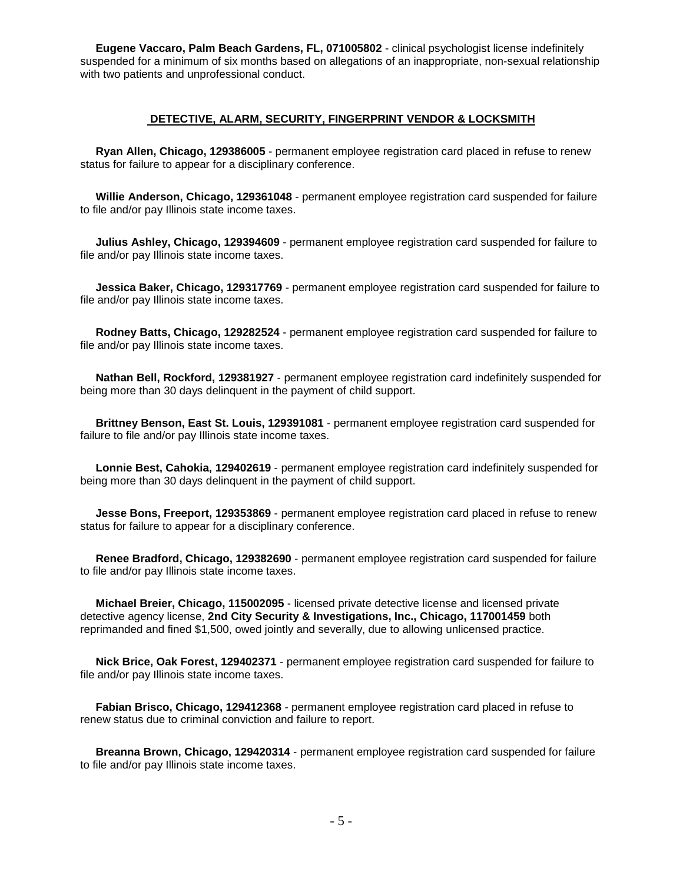**Eugene Vaccaro, Palm Beach Gardens, FL, 071005802** - clinical psychologist license indefinitely suspended for a minimum of six months based on allegations of an inappropriate, non-sexual relationship with two patients and unprofessional conduct.

## DETECTIVE, ALARM, SECURITY, FINGERPRINT VENDOR & LOCKSMITH

**Ryan Allen, Chicago, 129386005** - permanent employee registration card placed in refuse to renew status for failure to appear for a disciplinary conference.

**Willie Anderson, Chicago, 129361048** - permanent employee registration card suspended for failure to file and/or pay Illinois state income taxes.

**Julius Ashley, Chicago, 129394609** - permanent employee registration card suspended for failure to file and/or pay Illinois state income taxes.

**Jessica Baker, Chicago, 129317769** - permanent employee registration card suspended for failure to file and/or pay Illinois state income taxes.

**Rodney Batts, Chicago, 129282524** - permanent employee registration card suspended for failure to file and/or pay Illinois state income taxes.

**Nathan Bell, Rockford, 129381927** - permanent employee registration card indefinitely suspended for being more than 30 days delinquent in the payment of child support.

**Brittney Benson, East St. Louis, 129391081** - permanent employee registration card suspended for failure to file and/or pay Illinois state income taxes.

**Lonnie Best, Cahokia, 129402619** - permanent employee registration card indefinitely suspended for being more than 30 days delinquent in the payment of child support.

**Jesse Bons, Freeport, 129353869** - permanent employee registration card placed in refuse to renew status for failure to appear for a disciplinary conference.

**Renee Bradford, Chicago, 129382690** - permanent employee registration card suspended for failure to file and/or pay Illinois state income taxes.

**Michael Breier, Chicago, 115002095** - licensed private detective license and licensed private detective agency license, **2nd City Security & Investigations, Inc., Chicago, 117001459** both reprimanded and fined $1,500, owed jointly and severally, due to allowing unlicensed practice.

**Nick Brice, Oak Forest, 129402371** - permanent employee registration card suspended for failure to file and/or pay Illinois state income taxes.

**Fabian Brisco, Chicago, 129412368** - permanent employee registration card placed in refuse to renew status due to criminal conviction and failure to report.

**Breanna Brown, Chicago, 129420314** - permanent employee registration card suspended for failure to file and/or pay Illinois state income taxes.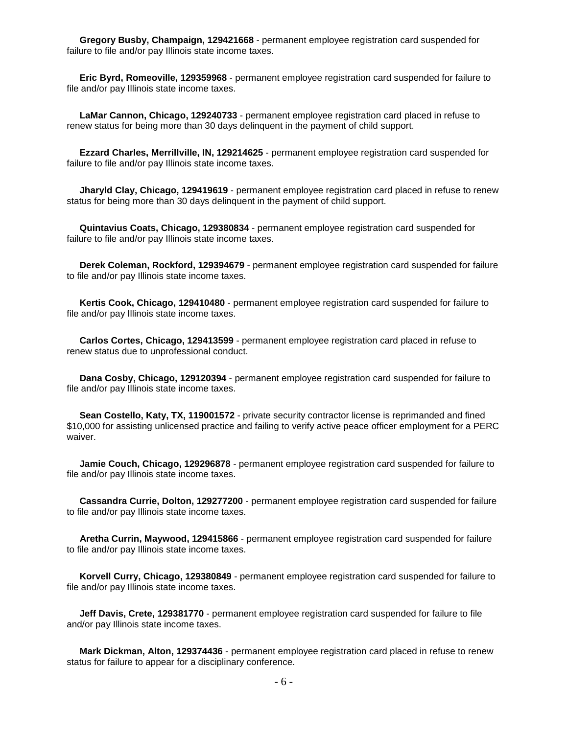**Gregory Busby, Champaign, 129421668** - permanent employee registration card suspended for failure to file and/or pay Illinois state income taxes.

**Eric Byrd, Romeoville, 129359968** - permanent employee registration card suspended for failure to file and/or pay Illinois state income taxes.

**LaMar Cannon, Chicago, 129240733** - permanent employee registration card placed in refuse to renew status for being more than 30 days delinquent in the payment of child support.

**Ezzard Charles, Merrillville, IN, 129214625** - permanent employee registration card suspended for failure to file and/or pay Illinois state income taxes.

**Jharyld Clay, Chicago, 129419619** - permanent employee registration card placed in refuse to renew status for being more than 30 days delinquent in the payment of child support.

**Quintavius Coats, Chicago, 129380834** - permanent employee registration card suspended for failure to file and/or pay Illinois state income taxes.

**Derek Coleman, Rockford, 129394679** - permanent employee registration card suspended for failure to file and/or pay Illinois state income taxes.

**Kertis Cook, Chicago, 129410480** - permanent employee registration card suspended for failure to file and/or pay Illinois state income taxes.

**Carlos Cortes, Chicago, 129413599** - permanent employee registration card placed in refuse to renew status due to unprofessional conduct.

**Dana Cosby, Chicago, 129120394** - permanent employee registration card suspended for failure to file and/or pay Illinois state income taxes.

**Sean Costello, Katy, TX, 119001572** - private security contractor license is reprimanded and fined $10,000 for assisting unlicensed practice and failing to verify active peace officer employment for a PERC waiver.

**Jamie Couch, Chicago, 129296878** - permanent employee registration card suspended for failure to file and/or pay Illinois state income taxes.

**Cassandra Currie, Dolton, 129277200** - permanent employee registration card suspended for failure to file and/or pay Illinois state income taxes.

**Aretha Currin, Maywood, 129415866** - permanent employee registration card suspended for failure to file and/or pay Illinois state income taxes.

**Korvell Curry, Chicago, 129380849** - permanent employee registration card suspended for failure to file and/or pay Illinois state income taxes.

**Jeff Davis, Crete, 129381770** - permanent employee registration card suspended for failure to file and/or pay Illinois state income taxes.

**Mark Dickman, Alton, 129374436** - permanent employee registration card placed in refuse to renew status for failure to appear for a disciplinary conference.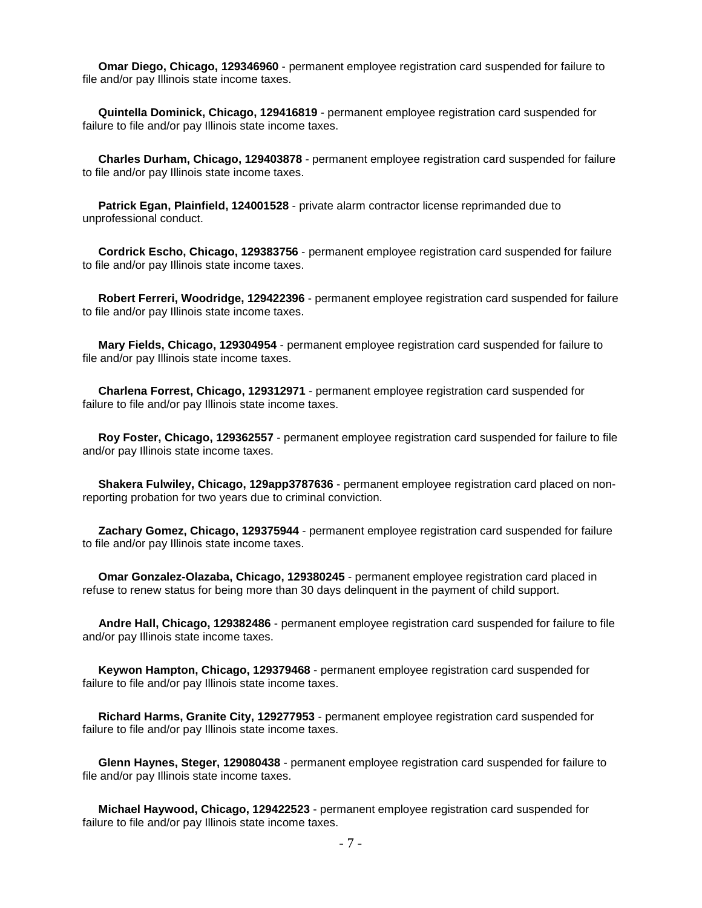**Omar Diego, Chicago, 129346960** - permanent employee registration card suspended for failure to file and/or pay Illinois state income taxes.

**Quintella Dominick, Chicago, 129416819** - permanent employee registration card suspended for failure to file and/or pay Illinois state income taxes.

**Charles Durham, Chicago, 129403878** - permanent employee registration card suspended for failure to file and/or pay Illinois state income taxes.

**Patrick Egan, Plainfield, 124001528** - private alarm contractor license reprimanded due to unprofessional conduct.

**Cordrick Escho, Chicago, 129383756** - permanent employee registration card suspended for failure to file and/or pay Illinois state income taxes.

**Robert Ferreri, Woodridge, 129422396** - permanent employee registration card suspended for failure to file and/or pay Illinois state income taxes.

**Mary Fields, Chicago, 129304954** - permanent employee registration card suspended for failure to file and/or pay Illinois state income taxes.

**Charlena Forrest, Chicago, 129312971** - permanent employee registration card suspended for failure to file and/or pay Illinois state income taxes.

**Roy Foster, Chicago, 129362557** - permanent employee registration card suspended for failure to file and/or pay Illinois state income taxes.

**Shakera Fulwiley, Chicago, 129app3787636** - permanent employee registration card placed on non-reporting probation for two years due to criminal conviction.

**Zachary Gomez, Chicago, 129375944** - permanent employee registration card suspended for failure to file and/or pay Illinois state income taxes.

**Omar Gonzalez-Olazaba, Chicago, 129380245** - permanent employee registration card placed in refuse to renew status for being more than 30 days delinquent in the payment of child support.

**Andre Hall, Chicago, 129382486** - permanent employee registration card suspended for failure to file and/or pay Illinois state income taxes.

**Keywon Hampton, Chicago, 129379468** - permanent employee registration card suspended for failure to file and/or pay Illinois state income taxes.

**Richard Harms, Granite City, 129277953** - permanent employee registration card suspended for failure to file and/or pay Illinois state income taxes.

**Glenn Haynes, Steger, 129080438** - permanent employee registration card suspended for failure to file and/or pay Illinois state income taxes.

**Michael Haywood, Chicago, 129422523** - permanent employee registration card suspended for failure to file and/or pay Illinois state income taxes.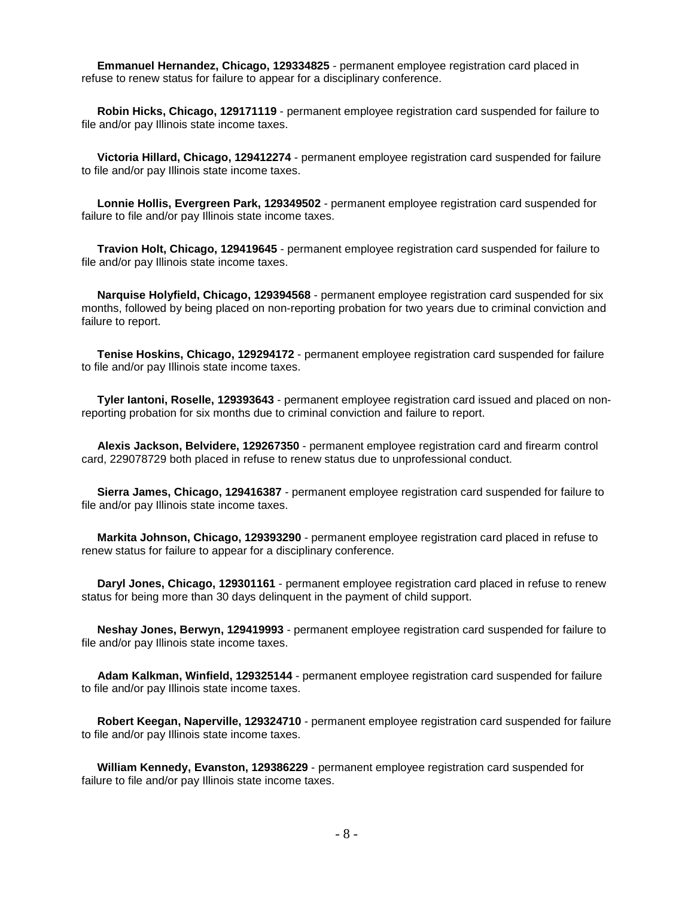**Emmanuel Hernandez, Chicago, 129334825** - permanent employee registration card placed in refuse to renew status for failure to appear for a disciplinary conference.

**Robin Hicks, Chicago, 129171119** - permanent employee registration card suspended for failure to file and/or pay Illinois state income taxes.

**Victoria Hillard, Chicago, 129412274** - permanent employee registration card suspended for failure to file and/or pay Illinois state income taxes.

**Lonnie Hollis, Evergreen Park, 129349502** - permanent employee registration card suspended for failure to file and/or pay Illinois state income taxes.

**Travion Holt, Chicago, 129419645** - permanent employee registration card suspended for failure to file and/or pay Illinois state income taxes.

**Narquise Holyfield, Chicago, 129394568** - permanent employee registration card suspended for six months, followed by being placed on non-reporting probation for two years due to criminal conviction and failure to report.

**Tenise Hoskins, Chicago, 129294172** - permanent employee registration card suspended for failure to file and/or pay Illinois state income taxes.

**Tyler Iantoni, Roselle, 129393643** - permanent employee registration card issued and placed on non-reporting probation for six months due to criminal conviction and failure to report.

**Alexis Jackson, Belvidere, 129267350** - permanent employee registration card and firearm control card, 229078729 both placed in refuse to renew status due to unprofessional conduct.

**Sierra James, Chicago, 129416387** - permanent employee registration card suspended for failure to file and/or pay Illinois state income taxes.

**Markita Johnson, Chicago, 129393290** - permanent employee registration card placed in refuse to renew status for failure to appear for a disciplinary conference.

**Daryl Jones, Chicago, 129301161** - permanent employee registration card placed in refuse to renew status for being more than 30 days delinquent in the payment of child support.

**Neshay Jones, Berwyn, 129419993** - permanent employee registration card suspended for failure to file and/or pay Illinois state income taxes.

**Adam Kalkman, Winfield, 129325144** - permanent employee registration card suspended for failure to file and/or pay Illinois state income taxes.

**Robert Keegan, Naperville, 129324710** - permanent employee registration card suspended for failure to file and/or pay Illinois state income taxes.

**William Kennedy, Evanston, 129386229** - permanent employee registration card suspended for failure to file and/or pay Illinois state income taxes.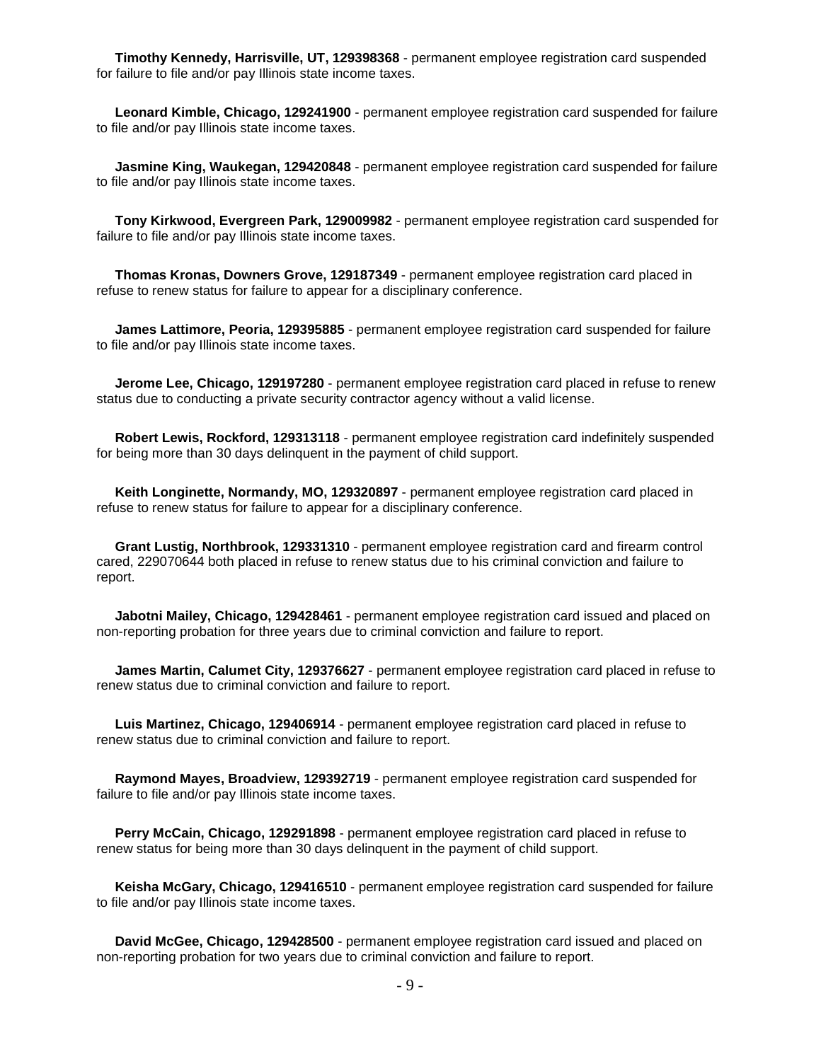**Timothy Kennedy, Harrisville, UT, 129398368** - permanent employee registration card suspended for failure to file and/or pay Illinois state income taxes.

**Leonard Kimble, Chicago, 129241900** - permanent employee registration card suspended for failure to file and/or pay Illinois state income taxes.

**Jasmine King, Waukegan, 129420848** - permanent employee registration card suspended for failure to file and/or pay Illinois state income taxes.

**Tony Kirkwood, Evergreen Park, 129009982** - permanent employee registration card suspended for failure to file and/or pay Illinois state income taxes.

**Thomas Kronas, Downers Grove, 129187349** - permanent employee registration card placed in refuse to renew status for failure to appear for a disciplinary conference.

**James Lattimore, Peoria, 129395885** - permanent employee registration card suspended for failure to file and/or pay Illinois state income taxes.

**Jerome Lee, Chicago, 129197280** - permanent employee registration card placed in refuse to renew status due to conducting a private security contractor agency without a valid license.

**Robert Lewis, Rockford, 129313118** - permanent employee registration card indefinitely suspended for being more than 30 days delinquent in the payment of child support.

**Keith Longinette, Normandy, MO, 129320897** - permanent employee registration card placed in refuse to renew status for failure to appear for a disciplinary conference.

**Grant Lustig, Northbrook, 129331310** - permanent employee registration card and firearm control cared, 229070644 both placed in refuse to renew status due to his criminal conviction and failure to report.

**Jabotni Mailey, Chicago, 129428461** - permanent employee registration card issued and placed on non-reporting probation for three years due to criminal conviction and failure to report.

**James Martin, Calumet City, 129376627** - permanent employee registration card placed in refuse to renew status due to criminal conviction and failure to report.

**Luis Martinez, Chicago, 129406914** - permanent employee registration card placed in refuse to renew status due to criminal conviction and failure to report.

**Raymond Mayes, Broadview, 129392719** - permanent employee registration card suspended for failure to file and/or pay Illinois state income taxes.

**Perry McCain, Chicago, 129291898** - permanent employee registration card placed in refuse to renew status for being more than 30 days delinquent in the payment of child support.

**Keisha McGary, Chicago, 129416510** - permanent employee registration card suspended for failure to file and/or pay Illinois state income taxes.

**David McGee, Chicago, 129428500** - permanent employee registration card issued and placed on non-reporting probation for two years due to criminal conviction and failure to report.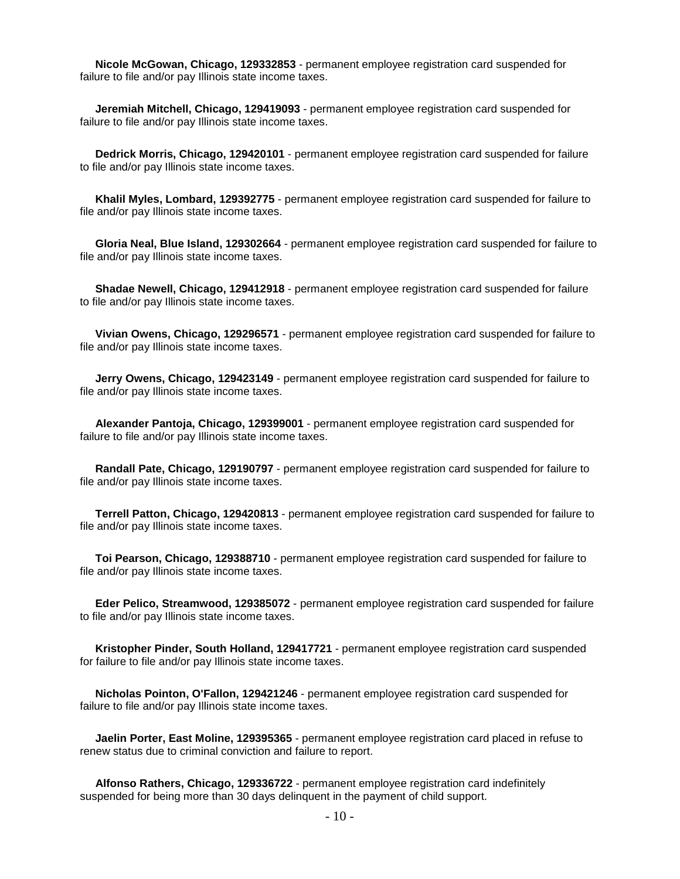**Nicole McGowan, Chicago, 129332853** - permanent employee registration card suspended for failure to file and/or pay Illinois state income taxes.

**Jeremiah Mitchell, Chicago, 129419093** - permanent employee registration card suspended for failure to file and/or pay Illinois state income taxes.

**Dedrick Morris, Chicago, 129420101** - permanent employee registration card suspended for failure to file and/or pay Illinois state income taxes.

**Khalil Myles, Lombard, 129392775** - permanent employee registration card suspended for failure to file and/or pay Illinois state income taxes.

**Gloria Neal, Blue Island, 129302664** - permanent employee registration card suspended for failure to file and/or pay Illinois state income taxes.

**Shadae Newell, Chicago, 129412918** - permanent employee registration card suspended for failure to file and/or pay Illinois state income taxes.

**Vivian Owens, Chicago, 129296571** - permanent employee registration card suspended for failure to file and/or pay Illinois state income taxes.

**Jerry Owens, Chicago, 129423149** - permanent employee registration card suspended for failure to file and/or pay Illinois state income taxes.

**Alexander Pantoja, Chicago, 129399001** - permanent employee registration card suspended for failure to file and/or pay Illinois state income taxes.

**Randall Pate, Chicago, 129190797** - permanent employee registration card suspended for failure to file and/or pay Illinois state income taxes.

**Terrell Patton, Chicago, 129420813** - permanent employee registration card suspended for failure to file and/or pay Illinois state income taxes.

**Toi Pearson, Chicago, 129388710** - permanent employee registration card suspended for failure to file and/or pay Illinois state income taxes.

**Eder Pelico, Streamwood, 129385072** - permanent employee registration card suspended for failure to file and/or pay Illinois state income taxes.

**Kristopher Pinder, South Holland, 129417721** - permanent employee registration card suspended for failure to file and/or pay Illinois state income taxes.

**Nicholas Pointon, O'Fallon, 129421246** - permanent employee registration card suspended for failure to file and/or pay Illinois state income taxes.

**Jaelin Porter, East Moline, 129395365** - permanent employee registration card placed in refuse to renew status due to criminal conviction and failure to report.

**Alfonso Rathers, Chicago, 129336722** - permanent employee registration card indefinitely suspended for being more than 30 days delinquent in the payment of child support.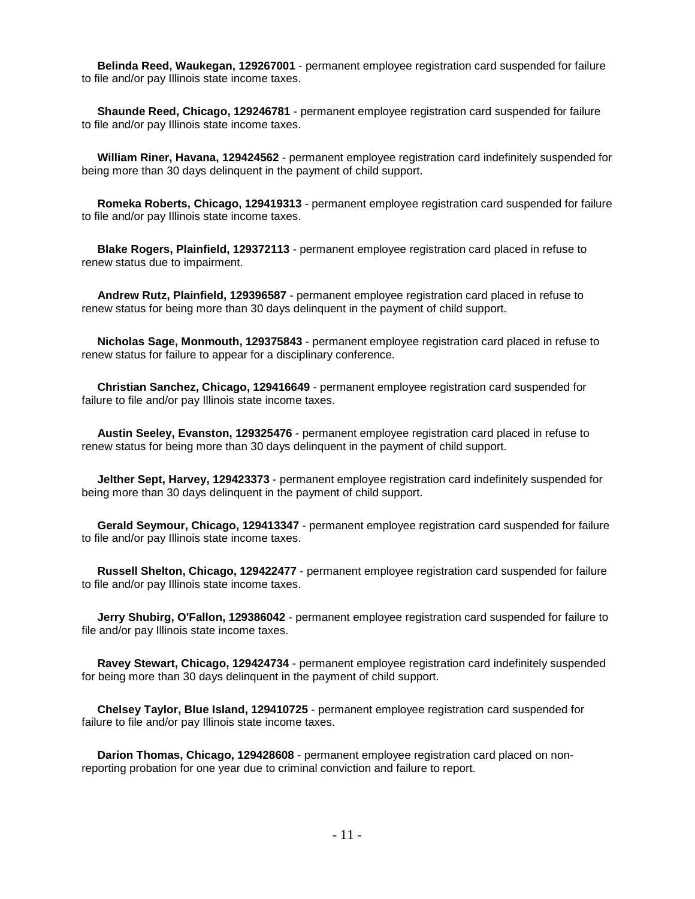**Belinda Reed, Waukegan, 129267001** - permanent employee registration card suspended for failure to file and/or pay Illinois state income taxes.

**Shaunde Reed, Chicago, 129246781** - permanent employee registration card suspended for failure to file and/or pay Illinois state income taxes.

**William Riner, Havana, 129424562** - permanent employee registration card indefinitely suspended for being more than 30 days delinquent in the payment of child support.

**Romeka Roberts, Chicago, 129419313** - permanent employee registration card suspended for failure to file and/or pay Illinois state income taxes.

**Blake Rogers, Plainfield, 129372113** - permanent employee registration card placed in refuse to renew status due to impairment.

**Andrew Rutz, Plainfield, 129396587** - permanent employee registration card placed in refuse to renew status for being more than 30 days delinquent in the payment of child support.

**Nicholas Sage, Monmouth, 129375843** - permanent employee registration card placed in refuse to renew status for failure to appear for a disciplinary conference.

**Christian Sanchez, Chicago, 129416649** - permanent employee registration card suspended for failure to file and/or pay Illinois state income taxes.

**Austin Seeley, Evanston, 129325476** - permanent employee registration card placed in refuse to renew status for being more than 30 days delinquent in the payment of child support.

**Jelther Sept, Harvey, 129423373** - permanent employee registration card indefinitely suspended for being more than 30 days delinquent in the payment of child support.

**Gerald Seymour, Chicago, 129413347** - permanent employee registration card suspended for failure to file and/or pay Illinois state income taxes.

**Russell Shelton, Chicago, 129422477** - permanent employee registration card suspended for failure to file and/or pay Illinois state income taxes.

**Jerry Shubirg, O'Fallon, 129386042** - permanent employee registration card suspended for failure to file and/or pay Illinois state income taxes.

**Ravey Stewart, Chicago, 129424734** - permanent employee registration card indefinitely suspended for being more than 30 days delinquent in the payment of child support.

**Chelsey Taylor, Blue Island, 129410725** - permanent employee registration card suspended for failure to file and/or pay Illinois state income taxes.

**Darion Thomas, Chicago, 129428608** - permanent employee registration card placed on non-reporting probation for one year due to criminal conviction and failure to report.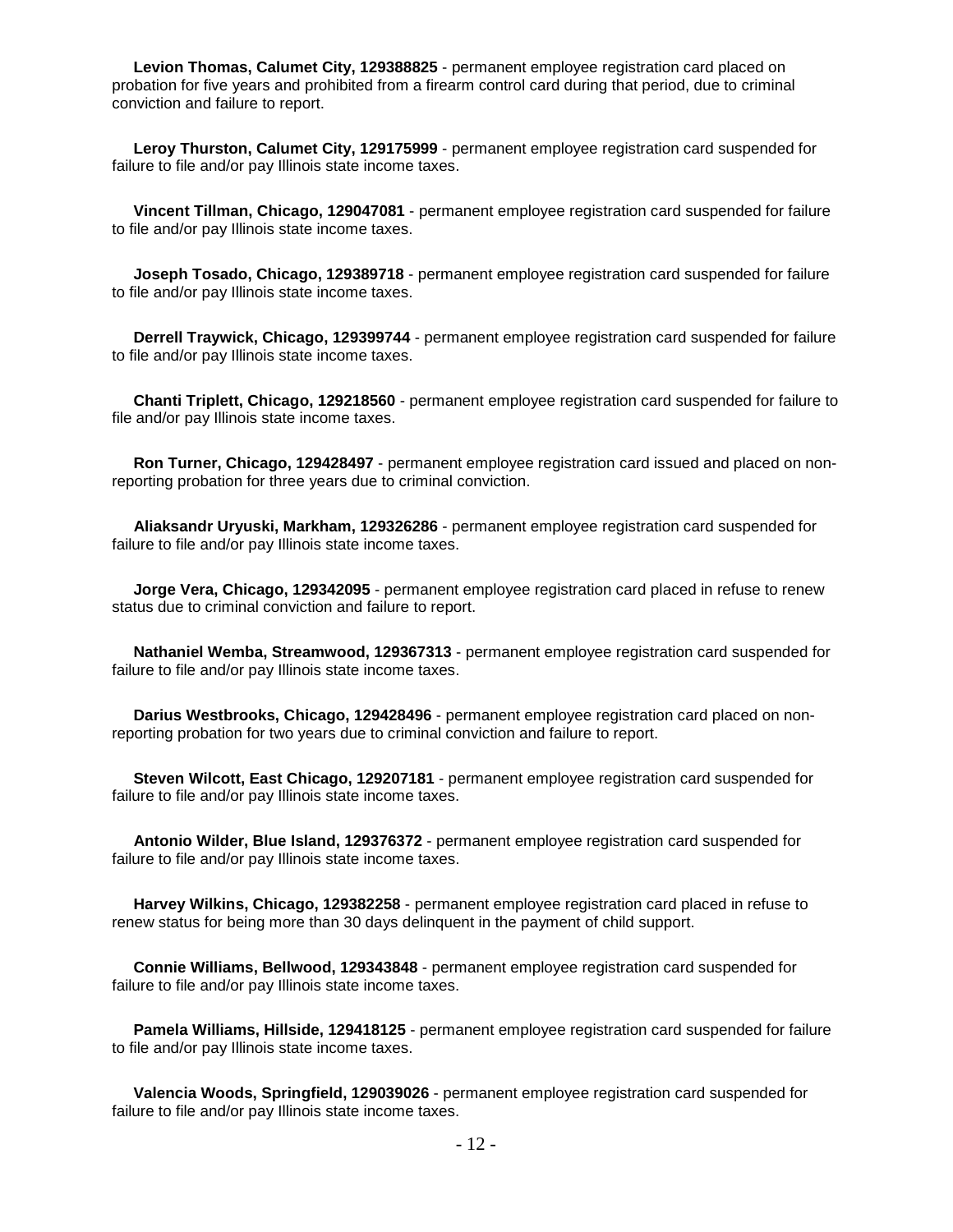**Levion Thomas, Calumet City, 129388825** - permanent employee registration card placed on probation for five years and prohibited from a firearm control card during that period, due to criminal conviction and failure to report.

**Leroy Thurston, Calumet City, 129175999** - permanent employee registration card suspended for failure to file and/or pay Illinois state income taxes.

**Vincent Tillman, Chicago, 129047081** - permanent employee registration card suspended for failure to file and/or pay Illinois state income taxes.

**Joseph Tosado, Chicago, 129389718** - permanent employee registration card suspended for failure to file and/or pay Illinois state income taxes.

**Derrell Traywick, Chicago, 129399744** - permanent employee registration card suspended for failure to file and/or pay Illinois state income taxes.

**Chanti Triplett, Chicago, 129218560** - permanent employee registration card suspended for failure to file and/or pay Illinois state income taxes.

**Ron Turner, Chicago, 129428497** - permanent employee registration card issued and placed on non-reporting probation for three years due to criminal conviction.

**Aliaksandr Uryuski, Markham, 129326286** - permanent employee registration card suspended for failure to file and/or pay Illinois state income taxes.

**Jorge Vera, Chicago, 129342095** - permanent employee registration card placed in refuse to renew status due to criminal conviction and failure to report.

**Nathaniel Wemba, Streamwood, 129367313** - permanent employee registration card suspended for failure to file and/or pay Illinois state income taxes.

**Darius Westbrooks, Chicago, 129428496** - permanent employee registration card placed on non-reporting probation for two years due to criminal conviction and failure to report.

**Steven Wilcott, East Chicago, 129207181** - permanent employee registration card suspended for failure to file and/or pay Illinois state income taxes.

**Antonio Wilder, Blue Island, 129376372** - permanent employee registration card suspended for failure to file and/or pay Illinois state income taxes.

**Harvey Wilkins, Chicago, 129382258** - permanent employee registration card placed in refuse to renew status for being more than 30 days delinquent in the payment of child support.

**Connie Williams, Bellwood, 129343848** - permanent employee registration card suspended for failure to file and/or pay Illinois state income taxes.

**Pamela Williams, Hillside, 129418125** - permanent employee registration card suspended for failure to file and/or pay Illinois state income taxes.

**Valencia Woods, Springfield, 129039026** - permanent employee registration card suspended for failure to file and/or pay Illinois state income taxes.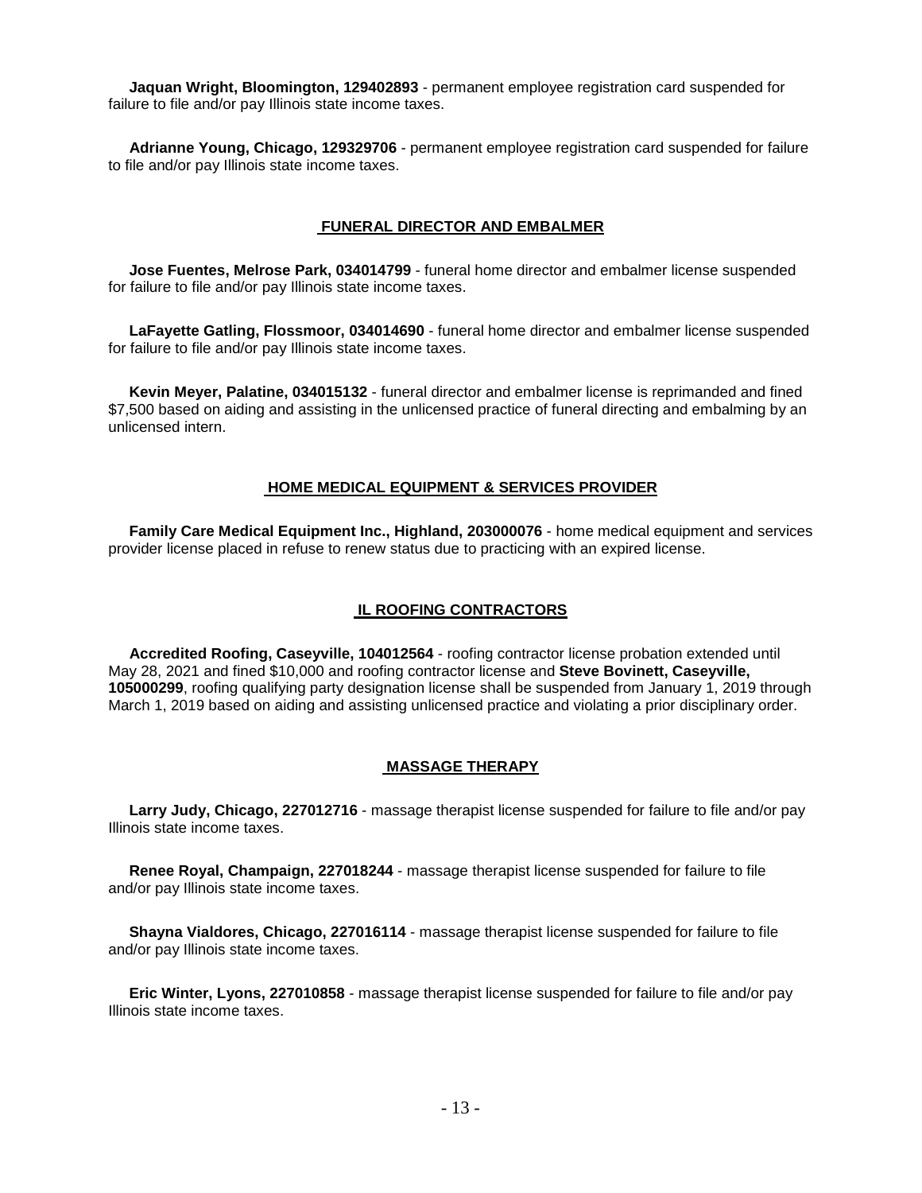**Jaquan Wright, Bloomington, 129402893** - permanent employee registration card suspended for failure to file and/or pay Illinois state income taxes.

**Adrianne Young, Chicago, 129329706** - permanent employee registration card suspended for failure to file and/or pay Illinois state income taxes.

## FUNERAL DIRECTOR AND EMBALMER

**Jose Fuentes, Melrose Park, 034014799** - funeral home director and embalmer license suspended for failure to file and/or pay Illinois state income taxes.

**LaFayette Gatling, Flossmoor, 034014690** - funeral home director and embalmer license suspended for failure to file and/or pay Illinois state income taxes.

**Kevin Meyer, Palatine, 034015132** - funeral director and embalmer license is reprimanded and fined $7,500 based on aiding and assisting in the unlicensed practice of funeral directing and embalming by an unlicensed intern.

## HOME MEDICAL EQUIPMENT & SERVICES PROVIDER

**Family Care Medical Equipment Inc., Highland, 203000076** - home medical equipment and services provider license placed in refuse to renew status due to practicing with an expired license.

## IL ROOFING CONTRACTORS

**Accredited Roofing, Caseyville, 104012564** - roofing contractor license probation extended until May 28, 2021 and fined $10,000 and roofing contractor license and **Steve Bovinett, Caseyville, 105000299**, roofing qualifying party designation license shall be suspended from January 1, 2019 through March 1, 2019 based on aiding and assisting unlicensed practice and violating a prior disciplinary order.

## MASSAGE THERAPY

**Larry Judy, Chicago, 227012716** - massage therapist license suspended for failure to file and/or pay Illinois state income taxes.

**Renee Royal, Champaign, 227018244** - massage therapist license suspended for failure to file and/or pay Illinois state income taxes.

**Shayna Vialdores, Chicago, 227016114** - massage therapist license suspended for failure to file and/or pay Illinois state income taxes.

**Eric Winter, Lyons, 227010858** - massage therapist license suspended for failure to file and/or pay Illinois state income taxes.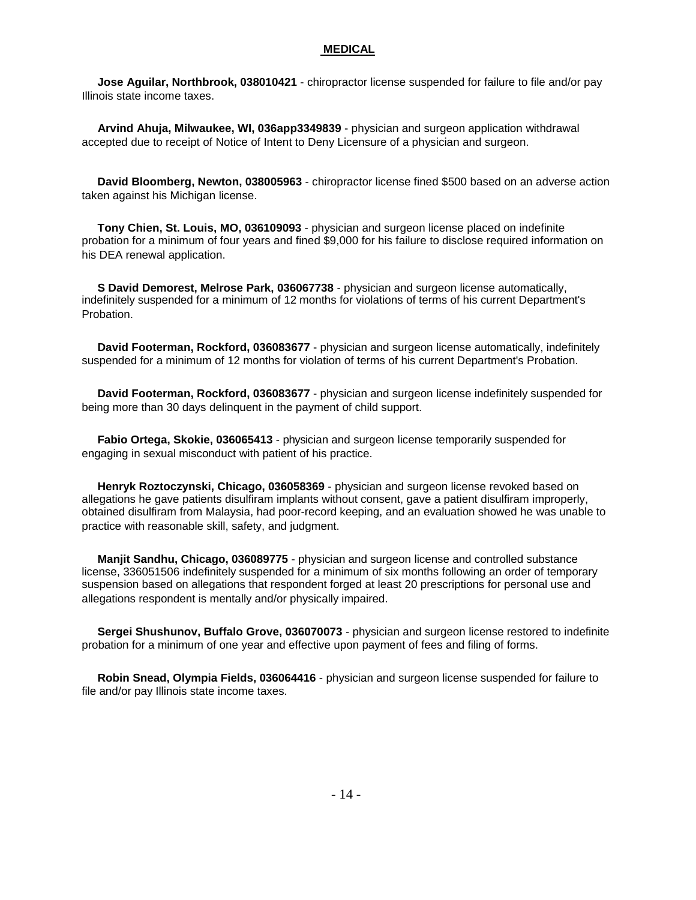## MEDICAL

**Jose Aguilar, Northbrook, 038010421** - chiropractor license suspended for failure to file and/or pay Illinois state income taxes.

**Arvind Ahuja, Milwaukee, WI, 036app3349839** - physician and surgeon application withdrawal accepted due to receipt of Notice of Intent to Deny Licensure of a physician and surgeon.

**David Bloomberg, Newton, 038005963** - chiropractor license fined $500 based on an adverse action taken against his Michigan license.

**Tony Chien, St. Louis, MO, 036109093** - physician and surgeon license placed on indefinite probation for a minimum of four years and fined $9,000 for his failure to disclose required information on his DEA renewal application.

**S David Demorest, Melrose Park, 036067738** - physician and surgeon license automatically, indefinitely suspended for a minimum of 12 months for violations of terms of his current Department's Probation.

**David Footerman, Rockford, 036083677** - physician and surgeon license automatically, indefinitely suspended for a minimum of 12 months for violation of terms of his current Department's Probation.

**David Footerman, Rockford, 036083677** - physician and surgeon license indefinitely suspended for being more than 30 days delinquent in the payment of child support.

**Fabio Ortega, Skokie, 036065413** - physician and surgeon license temporarily suspended for engaging in sexual misconduct with patient of his practice.

**Henryk Roztoczynski, Chicago, 036058369** - physician and surgeon license revoked based on allegations he gave patients disulfiram implants without consent, gave a patient disulfiram improperly, obtained disulfiram from Malaysia, had poor-record keeping, and an evaluation showed he was unable to practice with reasonable skill, safety, and judgment.

**Manjit Sandhu, Chicago, 036089775** - physician and surgeon license and controlled substance license, 336051506 indefinitely suspended for a minimum of six months following an order of temporary suspension based on allegations that respondent forged at least 20 prescriptions for personal use and allegations respondent is mentally and/or physically impaired.

**Sergei Shushunov, Buffalo Grove, 036070073** - physician and surgeon license restored to indefinite probation for a minimum of one year and effective upon payment of fees and filing of forms.

**Robin Snead, Olympia Fields, 036064416** - physician and surgeon license suspended for failure to file and/or pay Illinois state income taxes.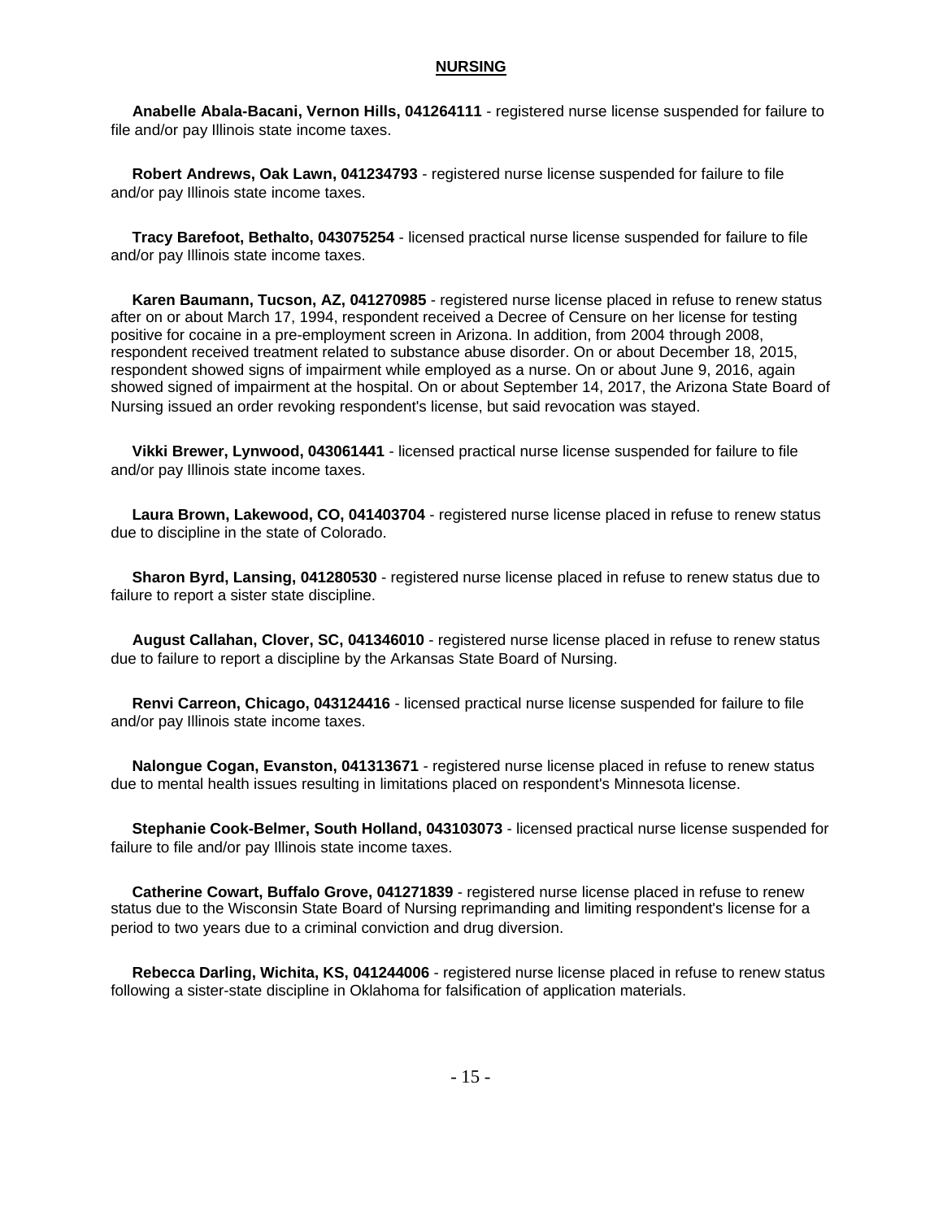## NURSING

**Anabelle Abala-Bacani, Vernon Hills, 041264111** - registered nurse license suspended for failure to file and/or pay Illinois state income taxes.

**Robert Andrews, Oak Lawn, 041234793** - registered nurse license suspended for failure to file and/or pay Illinois state income taxes.

**Tracy Barefoot, Bethalto, 043075254** - licensed practical nurse license suspended for failure to file and/or pay Illinois state income taxes.

**Karen Baumann, Tucson, AZ, 041270985** - registered nurse license placed in refuse to renew status after on or about March 17, 1994, respondent received a Decree of Censure on her license for testing positive for cocaine in a pre-employment screen in Arizona. In addition, from 2004 through 2008, respondent received treatment related to substance abuse disorder. On or about December 18, 2015, respondent showed signs of impairment while employed as a nurse. On or about June 9, 2016, again showed signed of impairment at the hospital. On or about September 14, 2017, the Arizona State Board of Nursing issued an order revoking respondent's license, but said revocation was stayed.

**Vikki Brewer, Lynwood, 043061441** - licensed practical nurse license suspended for failure to file and/or pay Illinois state income taxes.

**Laura Brown, Lakewood, CO, 041403704** - registered nurse license placed in refuse to renew status due to discipline in the state of Colorado.

**Sharon Byrd, Lansing, 041280530** - registered nurse license placed in refuse to renew status due to failure to report a sister state discipline.

**August Callahan, Clover, SC, 041346010** - registered nurse license placed in refuse to renew status due to failure to report a discipline by the Arkansas State Board of Nursing.

**Renvi Carreon, Chicago, 043124416** - licensed practical nurse license suspended for failure to file and/or pay Illinois state income taxes.

**Nalongue Cogan, Evanston, 041313671** - registered nurse license placed in refuse to renew status due to mental health issues resulting in limitations placed on respondent's Minnesota license.

**Stephanie Cook-Belmer, South Holland, 043103073** - licensed practical nurse license suspended for failure to file and/or pay Illinois state income taxes.

**Catherine Cowart, Buffalo Grove, 041271839** - registered nurse license placed in refuse to renew status due to the Wisconsin State Board of Nursing reprimanding and limiting respondent's license for a period to two years due to a criminal conviction and drug diversion.

**Rebecca Darling, Wichita, KS, 041244006** - registered nurse license placed in refuse to renew status following a sister-state discipline in Oklahoma for falsification of application materials.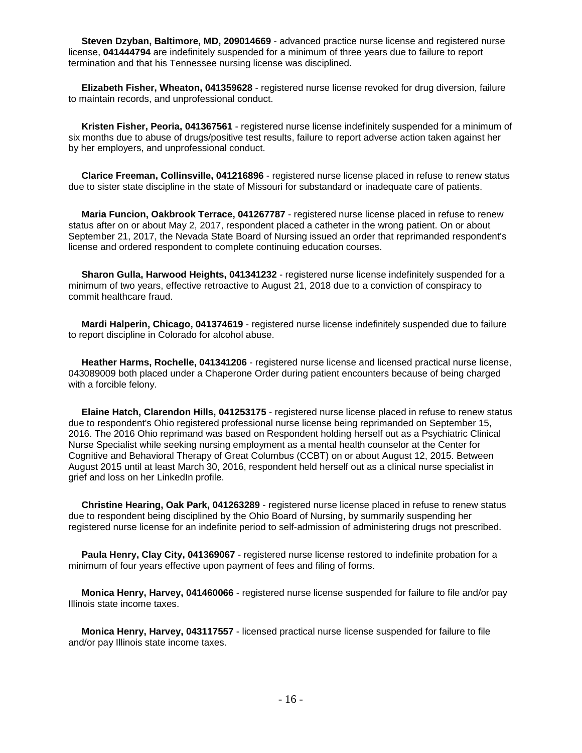**Steven Dzyban, Baltimore, MD, 209014669** - advanced practice nurse license and registered nurse license, **041444794** are indefinitely suspended for a minimum of three years due to failure to report termination and that his Tennessee nursing license was disciplined.

**Elizabeth Fisher, Wheaton, 041359628** - registered nurse license revoked for drug diversion, failure to maintain records, and unprofessional conduct.

**Kristen Fisher, Peoria, 041367561** - registered nurse license indefinitely suspended for a minimum of six months due to abuse of drugs/positive test results, failure to report adverse action taken against her by her employers, and unprofessional conduct.

**Clarice Freeman, Collinsville, 041216896** - registered nurse license placed in refuse to renew status due to sister state discipline in the state of Missouri for substandard or inadequate care of patients.

**Maria Funcion, Oakbrook Terrace, 041267787** - registered nurse license placed in refuse to renew status after on or about May 2, 2017, respondent placed a catheter in the wrong patient. On or about September 21, 2017, the Nevada State Board of Nursing issued an order that reprimanded respondent's license and ordered respondent to complete continuing education courses.

**Sharon Gulla, Harwood Heights, 041341232** - registered nurse license indefinitely suspended for a minimum of two years, effective retroactive to August 21, 2018 due to a conviction of conspiracy to commit healthcare fraud.

**Mardi Halperin, Chicago, 041374619** - registered nurse license indefinitely suspended due to failure to report discipline in Colorado for alcohol abuse.

**Heather Harms, Rochelle, 041341206** - registered nurse license and licensed practical nurse license, 043089009 both placed under a Chaperone Order during patient encounters because of being charged with a forcible felony.

**Elaine Hatch, Clarendon Hills, 041253175** - registered nurse license placed in refuse to renew status due to respondent's Ohio registered professional nurse license being reprimanded on September 15, 2016. The 2016 Ohio reprimand was based on Respondent holding herself out as a Psychiatric Clinical Nurse Specialist while seeking nursing employment as a mental health counselor at the Center for Cognitive and Behavioral Therapy of Great Columbus (CCBT) on or about August 12, 2015. Between August 2015 until at least March 30, 2016, respondent held herself out as a clinical nurse specialist in grief and loss on her LinkedIn profile.

**Christine Hearing, Oak Park, 041263289** - registered nurse license placed in refuse to renew status due to respondent being disciplined by the Ohio Board of Nursing, by summarily suspending her registered nurse license for an indefinite period to self-admission of administering drugs not prescribed.

**Paula Henry, Clay City, 041369067** - registered nurse license restored to indefinite probation for a minimum of four years effective upon payment of fees and filing of forms.

**Monica Henry, Harvey, 041460066** - registered nurse license suspended for failure to file and/or pay Illinois state income taxes.

**Monica Henry, Harvey, 043117557** - licensed practical nurse license suspended for failure to file and/or pay Illinois state income taxes.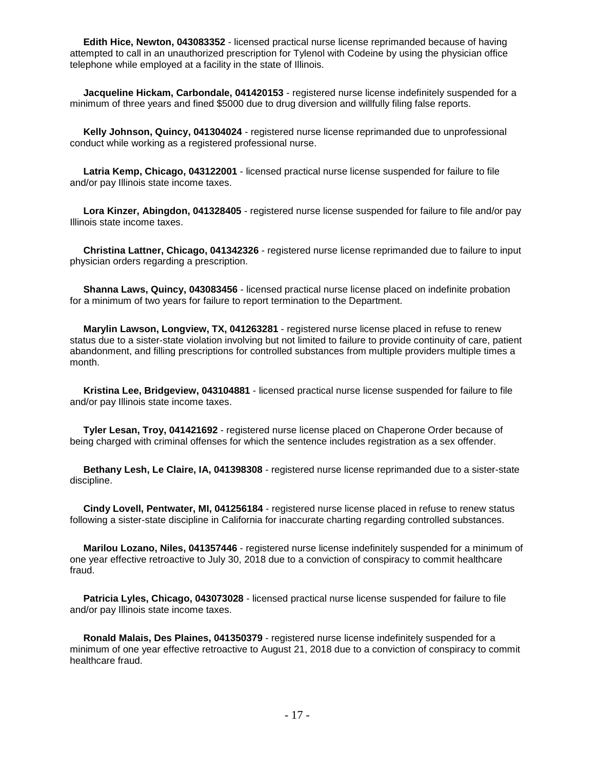**Edith Hice, Newton, 043083352** - licensed practical nurse license reprimanded because of having attempted to call in an unauthorized prescription for Tylenol with Codeine by using the physician office telephone while employed at a facility in the state of Illinois.

**Jacqueline Hickam, Carbondale, 041420153** - registered nurse license indefinitely suspended for a minimum of three years and fined $5000 due to drug diversion and willfully filing false reports.

**Kelly Johnson, Quincy, 041304024** - registered nurse license reprimanded due to unprofessional conduct while working as a registered professional nurse.

**Latria Kemp, Chicago, 043122001** - licensed practical nurse license suspended for failure to file and/or pay Illinois state income taxes.

**Lora Kinzer, Abingdon, 041328405** - registered nurse license suspended for failure to file and/or pay Illinois state income taxes.

**Christina Lattner, Chicago, 041342326** - registered nurse license reprimanded due to failure to input physician orders regarding a prescription.

**Shanna Laws, Quincy, 043083456** - licensed practical nurse license placed on indefinite probation for a minimum of two years for failure to report termination to the Department.

**Marylin Lawson, Longview, TX, 041263281** - registered nurse license placed in refuse to renew status due to a sister-state violation involving but not limited to failure to provide continuity of care, patient abandonment, and filling prescriptions for controlled substances from multiple providers multiple times a month.

**Kristina Lee, Bridgeview, 043104881** - licensed practical nurse license suspended for failure to file and/or pay Illinois state income taxes.

**Tyler Lesan, Troy, 041421692** - registered nurse license placed on Chaperone Order because of being charged with criminal offenses for which the sentence includes registration as a sex offender.

**Bethany Lesh, Le Claire, IA, 041398308** - registered nurse license reprimanded due to a sister-state discipline.

**Cindy Lovell, Pentwater, MI, 041256184** - registered nurse license placed in refuse to renew status following a sister-state discipline in California for inaccurate charting regarding controlled substances.

**Marilou Lozano, Niles, 041357446** - registered nurse license indefinitely suspended for a minimum of one year effective retroactive to July 30, 2018 due to a conviction of conspiracy to commit healthcare fraud.

**Patricia Lyles, Chicago, 043073028** - licensed practical nurse license suspended for failure to file and/or pay Illinois state income taxes.

**Ronald Malais, Des Plaines, 041350379** - registered nurse license indefinitely suspended for a minimum of one year effective retroactive to August 21, 2018 due to a conviction of conspiracy to commit healthcare fraud.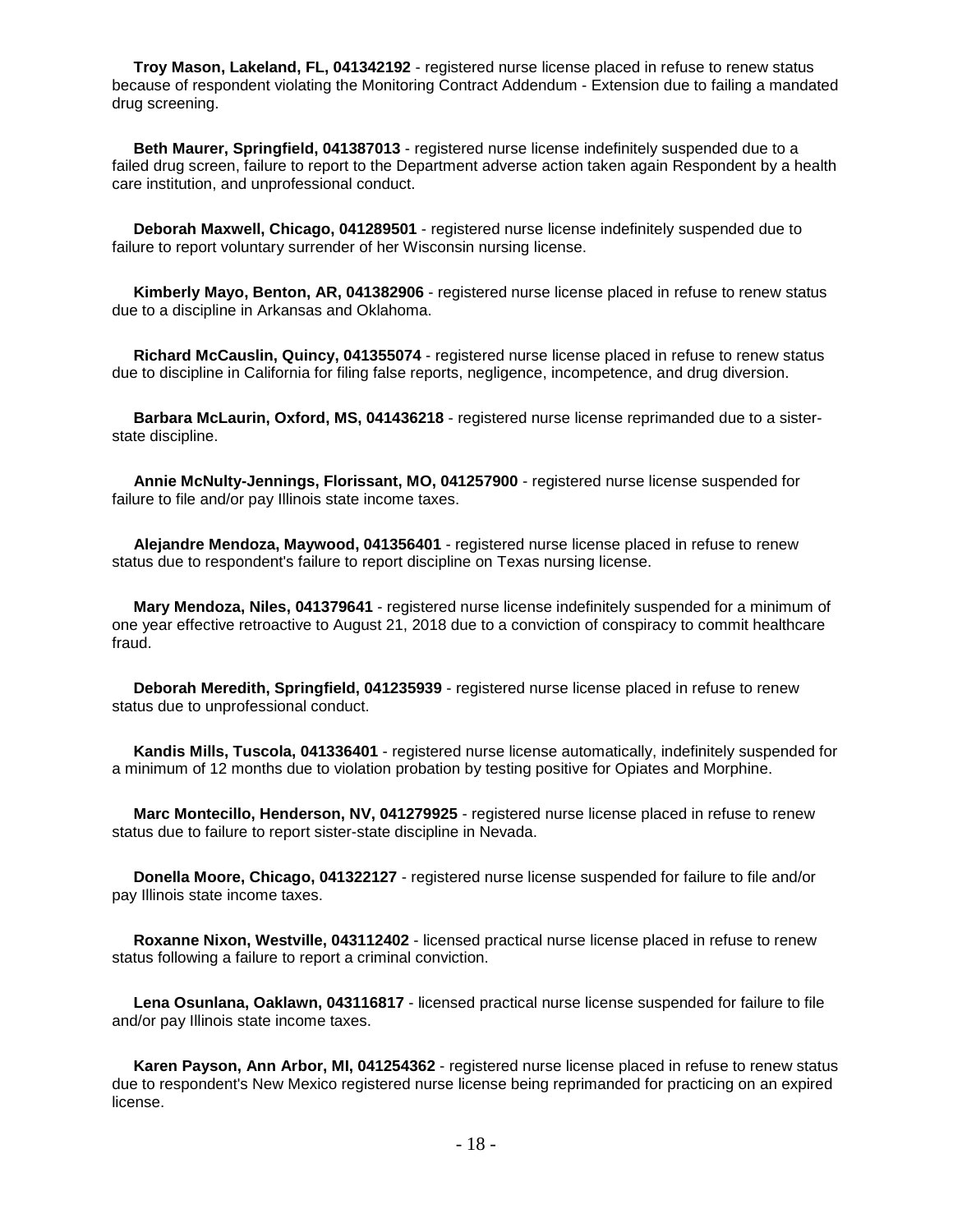**Troy Mason, Lakeland, FL, 041342192** - registered nurse license placed in refuse to renew status because of respondent violating the Monitoring Contract Addendum - Extension due to failing a mandated drug screening.

**Beth Maurer, Springfield, 041387013** - registered nurse license indefinitely suspended due to a failed drug screen, failure to report to the Department adverse action taken again Respondent by a health care institution, and unprofessional conduct.

**Deborah Maxwell, Chicago, 041289501** - registered nurse license indefinitely suspended due to failure to report voluntary surrender of her Wisconsin nursing license.

**Kimberly Mayo, Benton, AR, 041382906** - registered nurse license placed in refuse to renew status due to a discipline in Arkansas and Oklahoma.

**Richard McCauslin, Quincy, 041355074** - registered nurse license placed in refuse to renew status due to discipline in California for filing false reports, negligence, incompetence, and drug diversion.

**Barbara McLaurin, Oxford, MS, 041436218** - registered nurse license reprimanded due to a sister-state discipline.

**Annie McNulty-Jennings, Florissant, MO, 041257900** - registered nurse license suspended for failure to file and/or pay Illinois state income taxes.

**Alejandre Mendoza, Maywood, 041356401** - registered nurse license placed in refuse to renew status due to respondent's failure to report discipline on Texas nursing license.

**Mary Mendoza, Niles, 041379641** - registered nurse license indefinitely suspended for a minimum of one year effective retroactive to August 21, 2018 due to a conviction of conspiracy to commit healthcare fraud.

**Deborah Meredith, Springfield, 041235939** - registered nurse license placed in refuse to renew status due to unprofessional conduct.

**Kandis Mills, Tuscola, 041336401** - registered nurse license automatically, indefinitely suspended for a minimum of 12 months due to violation probation by testing positive for Opiates and Morphine.

**Marc Montecillo, Henderson, NV, 041279925** - registered nurse license placed in refuse to renew status due to failure to report sister-state discipline in Nevada.

**Donella Moore, Chicago, 041322127** - registered nurse license suspended for failure to file and/or pay Illinois state income taxes.

**Roxanne Nixon, Westville, 043112402** - licensed practical nurse license placed in refuse to renew status following a failure to report a criminal conviction.

**Lena Osunlana, Oaklawn, 043116817** - licensed practical nurse license suspended for failure to file and/or pay Illinois state income taxes.

**Karen Payson, Ann Arbor, MI, 041254362** - registered nurse license placed in refuse to renew status due to respondent's New Mexico registered nurse license being reprimanded for practicing on an expired license.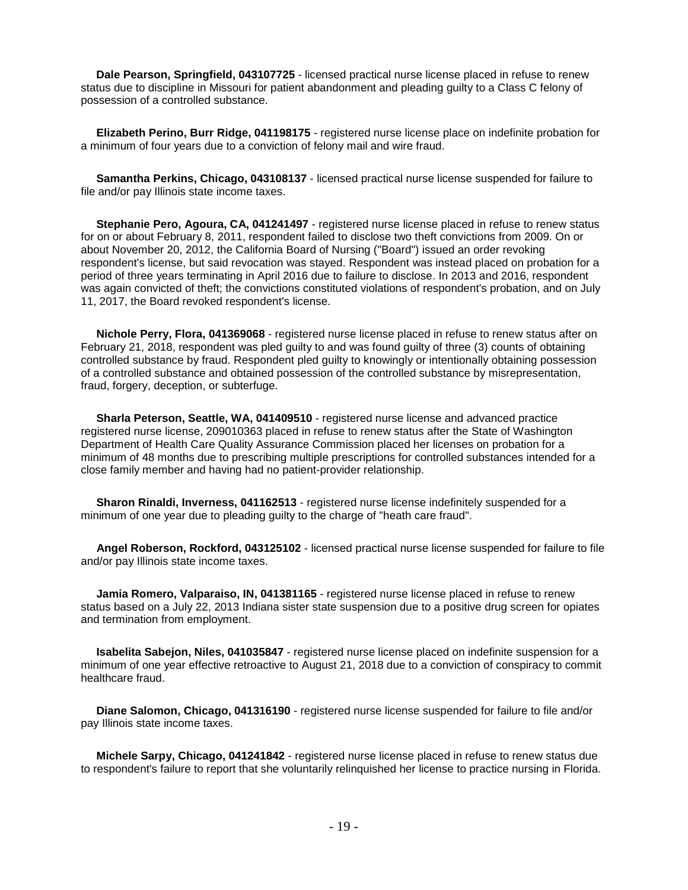**Dale Pearson, Springfield, 043107725** - licensed practical nurse license placed in refuse to renew status due to discipline in Missouri for patient abandonment and pleading guilty to a Class C felony of possession of a controlled substance.

**Elizabeth Perino, Burr Ridge, 041198175** - registered nurse license place on indefinite probation for a minimum of four years due to a conviction of felony mail and wire fraud.

**Samantha Perkins, Chicago, 043108137** - licensed practical nurse license suspended for failure to file and/or pay Illinois state income taxes.

**Stephanie Pero, Agoura, CA, 041241497** - registered nurse license placed in refuse to renew status for on or about February 8, 2011, respondent failed to disclose two theft convictions from 2009. On or about November 20, 2012, the California Board of Nursing ("Board") issued an order revoking respondent's license, but said revocation was stayed. Respondent was instead placed on probation for a period of three years terminating in April 2016 due to failure to disclose. In 2013 and 2016, respondent was again convicted of theft; the convictions constituted violations of respondent's probation, and on July 11, 2017, the Board revoked respondent's license.

**Nichole Perry, Flora, 041369068** - registered nurse license placed in refuse to renew status after on February 21, 2018, respondent was pled guilty to and was found guilty of three (3) counts of obtaining controlled substance by fraud. Respondent pled guilty to knowingly or intentionally obtaining possession of a controlled substance and obtained possession of the controlled substance by misrepresentation, fraud, forgery, deception, or subterfuge.

**Sharla Peterson, Seattle, WA, 041409510** - registered nurse license and advanced practice registered nurse license, 209010363 placed in refuse to renew status after the State of Washington Department of Health Care Quality Assurance Commission placed her licenses on probation for a minimum of 48 months due to prescribing multiple prescriptions for controlled substances intended for a close family member and having had no patient-provider relationship.

**Sharon Rinaldi, Inverness, 041162513** - registered nurse license indefinitely suspended for a minimum of one year due to pleading guilty to the charge of "heath care fraud".

**Angel Roberson, Rockford, 043125102** - licensed practical nurse license suspended for failure to file and/or pay Illinois state income taxes.

**Jamia Romero, Valparaiso, IN, 041381165** - registered nurse license placed in refuse to renew status based on a July 22, 2013 Indiana sister state suspension due to a positive drug screen for opiates and termination from employment.

**Isabelita Sabejon, Niles, 041035847** - registered nurse license placed on indefinite suspension for a minimum of one year effective retroactive to August 21, 2018 due to a conviction of conspiracy to commit healthcare fraud.

**Diane Salomon, Chicago, 041316190** - registered nurse license suspended for failure to file and/or pay Illinois state income taxes.

**Michele Sarpy, Chicago, 041241842** - registered nurse license placed in refuse to renew status due to respondent's failure to report that she voluntarily relinquished her license to practice nursing in Florida.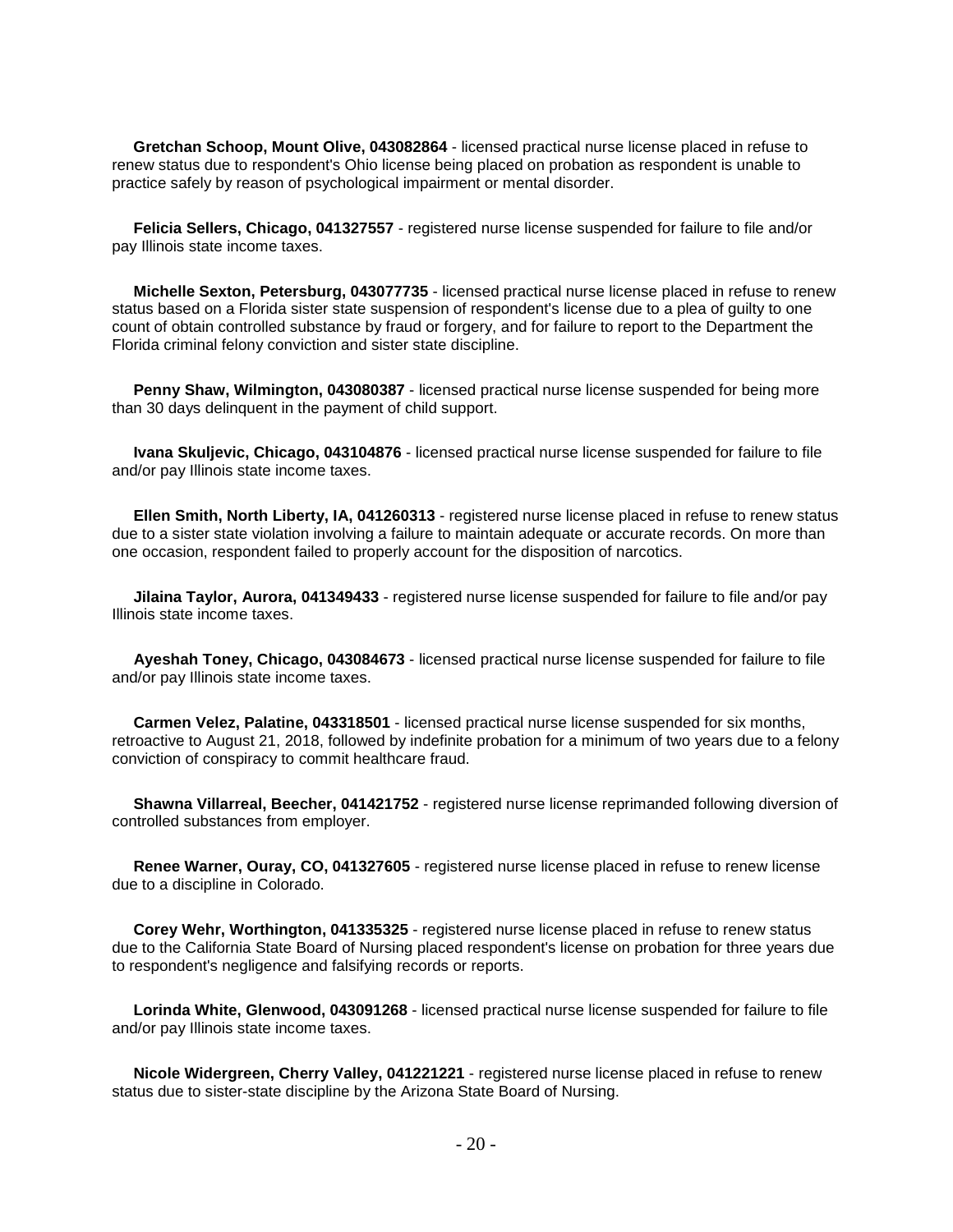**Gretchan Schoop, Mount Olive, 043082864** - licensed practical nurse license placed in refuse to renew status due to respondent's Ohio license being placed on probation as respondent is unable to practice safely by reason of psychological impairment or mental disorder.

**Felicia Sellers, Chicago, 041327557** - registered nurse license suspended for failure to file and/or pay Illinois state income taxes.

**Michelle Sexton, Petersburg, 043077735** - licensed practical nurse license placed in refuse to renew status based on a Florida sister state suspension of respondent's license due to a plea of guilty to one count of obtain controlled substance by fraud or forgery, and for failure to report to the Department the Florida criminal felony conviction and sister state discipline.

**Penny Shaw, Wilmington, 043080387** - licensed practical nurse license suspended for being more than 30 days delinquent in the payment of child support.

**Ivana Skuljevic, Chicago, 043104876** - licensed practical nurse license suspended for failure to file and/or pay Illinois state income taxes.

**Ellen Smith, North Liberty, IA, 041260313** - registered nurse license placed in refuse to renew status due to a sister state violation involving a failure to maintain adequate or accurate records. On more than one occasion, respondent failed to properly account for the disposition of narcotics.

**Jilaina Taylor, Aurora, 041349433** - registered nurse license suspended for failure to file and/or pay Illinois state income taxes.

**Ayeshah Toney, Chicago, 043084673** - licensed practical nurse license suspended for failure to file and/or pay Illinois state income taxes.

**Carmen Velez, Palatine, 043318501** - licensed practical nurse license suspended for six months, retroactive to August 21, 2018, followed by indefinite probation for a minimum of two years due to a felony conviction of conspiracy to commit healthcare fraud.

**Shawna Villarreal, Beecher, 041421752** - registered nurse license reprimanded following diversion of controlled substances from employer.

**Renee Warner, Ouray, CO, 041327605** - registered nurse license placed in refuse to renew license due to a discipline in Colorado.

**Corey Wehr, Worthington, 041335325** - registered nurse license placed in refuse to renew status due to the California State Board of Nursing placed respondent's license on probation for three years due to respondent's negligence and falsifying records or reports.

**Lorinda White, Glenwood, 043091268** - licensed practical nurse license suspended for failure to file and/or pay Illinois state income taxes.

**Nicole Widergreen, Cherry Valley, 041221221** - registered nurse license placed in refuse to renew status due to sister-state discipline by the Arizona State Board of Nursing.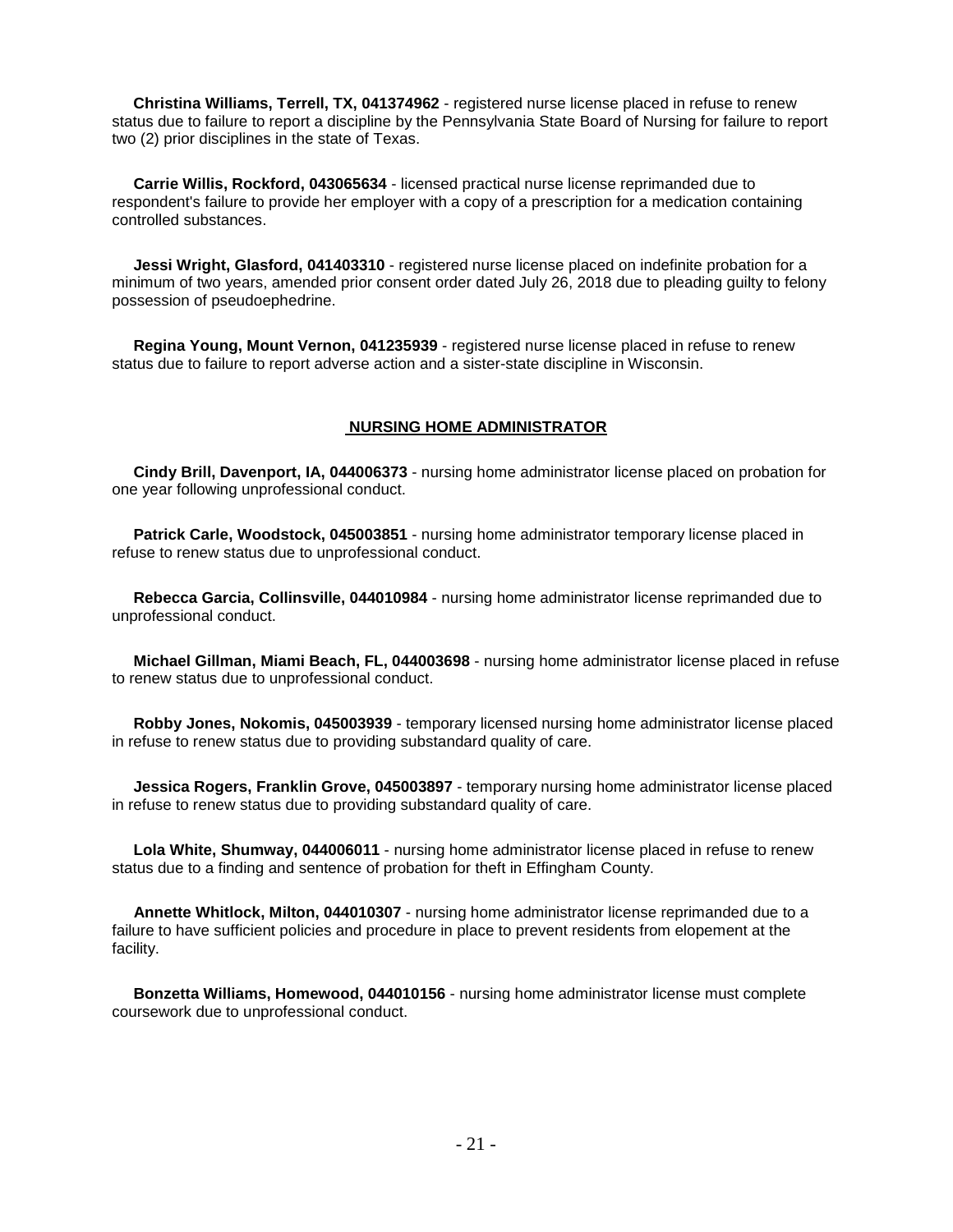**Christina Williams, Terrell, TX, 041374962** - registered nurse license placed in refuse to renew status due to failure to report a discipline by the Pennsylvania State Board of Nursing for failure to report two (2) prior disciplines in the state of Texas.

**Carrie Willis, Rockford, 043065634** - licensed practical nurse license reprimanded due to respondent's failure to provide her employer with a copy of a prescription for a medication containing controlled substances.

**Jessi Wright, Glasford, 041403310** - registered nurse license placed on indefinite probation for a minimum of two years, amended prior consent order dated July 26, 2018 due to pleading guilty to felony possession of pseudoephedrine.

**Regina Young, Mount Vernon, 041235939** - registered nurse license placed in refuse to renew status due to failure to report adverse action and a sister-state discipline in Wisconsin.

## NURSING HOME ADMINISTRATOR

**Cindy Brill, Davenport, IA, 044006373** - nursing home administrator license placed on probation for one year following unprofessional conduct.

**Patrick Carle, Woodstock, 045003851** - nursing home administrator temporary license placed in refuse to renew status due to unprofessional conduct.

**Rebecca Garcia, Collinsville, 044010984** - nursing home administrator license reprimanded due to unprofessional conduct.

**Michael Gillman, Miami Beach, FL, 044003698** - nursing home administrator license placed in refuse to renew status due to unprofessional conduct.

**Robby Jones, Nokomis, 045003939** - temporary licensed nursing home administrator license placed in refuse to renew status due to providing substandard quality of care.

**Jessica Rogers, Franklin Grove, 045003897** - temporary nursing home administrator license placed in refuse to renew status due to providing substandard quality of care.

**Lola White, Shumway, 044006011** - nursing home administrator license placed in refuse to renew status due to a finding and sentence of probation for theft in Effingham County.

**Annette Whitlock, Milton, 044010307** - nursing home administrator license reprimanded due to a failure to have sufficient policies and procedure in place to prevent residents from elopement at the facility.

**Bonzetta Williams, Homewood, 044010156** - nursing home administrator license must complete coursework due to unprofessional conduct.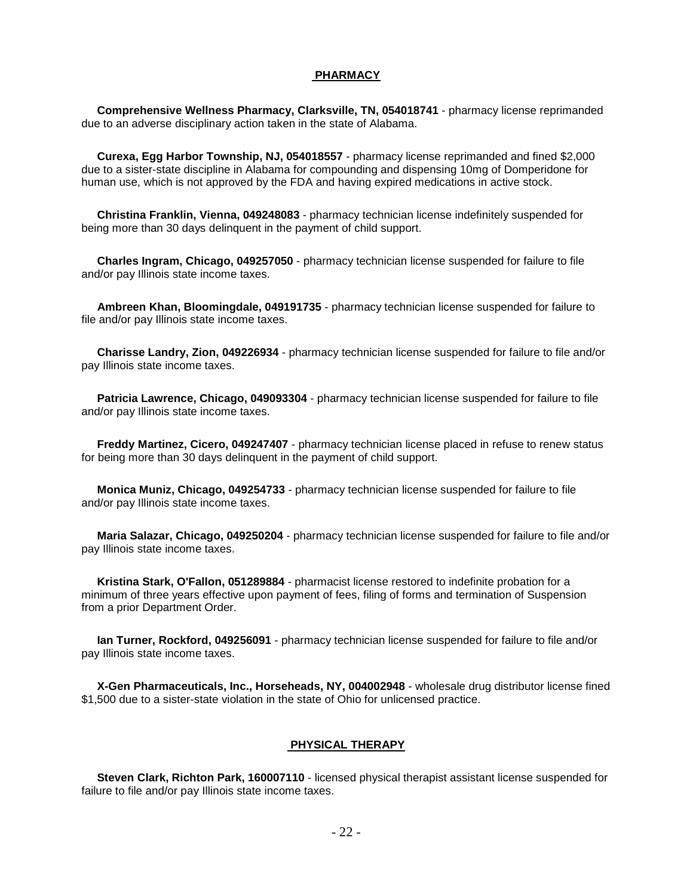## PHARMACY

**Comprehensive Wellness Pharmacy, Clarksville, TN, 054018741** - pharmacy license reprimanded due to an adverse disciplinary action taken in the state of Alabama.

**Curexa, Egg Harbor Township, NJ, 054018557** - pharmacy license reprimanded and fined $2,000 due to a sister-state discipline in Alabama for compounding and dispensing 10mg of Domperidone for human use, which is not approved by the FDA and having expired medications in active stock.

**Christina Franklin, Vienna, 049248083** - pharmacy technician license indefinitely suspended for being more than 30 days delinquent in the payment of child support.

**Charles Ingram, Chicago, 049257050** - pharmacy technician license suspended for failure to file and/or pay Illinois state income taxes.

**Ambreen Khan, Bloomingdale, 049191735** - pharmacy technician license suspended for failure to file and/or pay Illinois state income taxes.

**Charisse Landry, Zion, 049226934** - pharmacy technician license suspended for failure to file and/or pay Illinois state income taxes.

**Patricia Lawrence, Chicago, 049093304** - pharmacy technician license suspended for failure to file and/or pay Illinois state income taxes.

**Freddy Martinez, Cicero, 049247407** - pharmacy technician license placed in refuse to renew status for being more than 30 days delinquent in the payment of child support.

**Monica Muniz, Chicago, 049254733** - pharmacy technician license suspended for failure to file and/or pay Illinois state income taxes.

**Maria Salazar, Chicago, 049250204** - pharmacy technician license suspended for failure to file and/or pay Illinois state income taxes.

**Kristina Stark, O'Fallon, 051289884** - pharmacist license restored to indefinite probation for a minimum of three years effective upon payment of fees, filing of forms and termination of Suspension from a prior Department Order.

**Ian Turner, Rockford, 049256091** - pharmacy technician license suspended for failure to file and/or pay Illinois state income taxes.

**X-Gen Pharmaceuticals, Inc., Horseheads, NY, 004002948** - wholesale drug distributor license fined $1,500 due to a sister-state violation in the state of Ohio for unlicensed practice.

## PHYSICAL THERAPY

**Steven Clark, Richton Park, 160007110** - licensed physical therapist assistant license suspended for failure to file and/or pay Illinois state income taxes.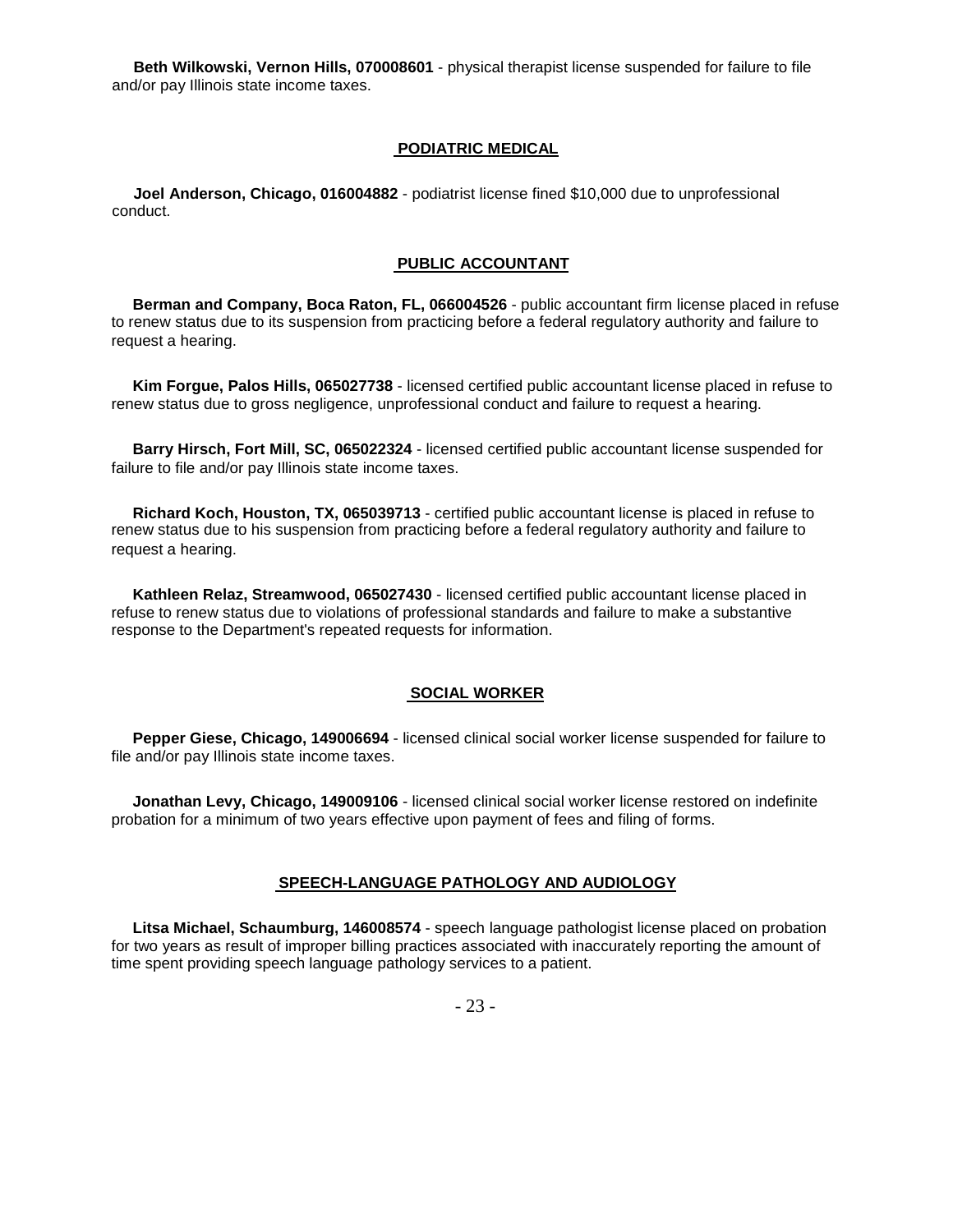**Beth Wilkowski, Vernon Hills, 070008601** - physical therapist license suspended for failure to file and/or pay Illinois state income taxes.

## PODIATRIC MEDICAL

**Joel Anderson, Chicago, 016004882** - podiatrist license fined $10,000 due to unprofessional conduct.

## PUBLIC ACCOUNTANT

**Berman and Company, Boca Raton, FL, 066004526** - public accountant firm license placed in refuse to renew status due to its suspension from practicing before a federal regulatory authority and failure to request a hearing.

**Kim Forgue, Palos Hills, 065027738** - licensed certified public accountant license placed in refuse to renew status due to gross negligence, unprofessional conduct and failure to request a hearing.

**Barry Hirsch, Fort Mill, SC, 065022324** - licensed certified public accountant license suspended for failure to file and/or pay Illinois state income taxes.

**Richard Koch, Houston, TX, 065039713** - certified public accountant license is placed in refuse to renew status due to his suspension from practicing before a federal regulatory authority and failure to request a hearing.

**Kathleen Relaz, Streamwood, 065027430** - licensed certified public accountant license placed in refuse to renew status due to violations of professional standards and failure to make a substantive response to the Department's repeated requests for information.

## SOCIAL WORKER

**Pepper Giese, Chicago, 149006694** - licensed clinical social worker license suspended for failure to file and/or pay Illinois state income taxes.

**Jonathan Levy, Chicago, 149009106** - licensed clinical social worker license restored on indefinite probation for a minimum of two years effective upon payment of fees and filing of forms.

## SPEECH-LANGUAGE PATHOLOGY AND AUDIOLOGY

**Litsa Michael, Schaumburg, 146008574** - speech language pathologist license placed on probation for two years as result of improper billing practices associated with inaccurately reporting the amount of time spent providing speech language pathology services to a patient.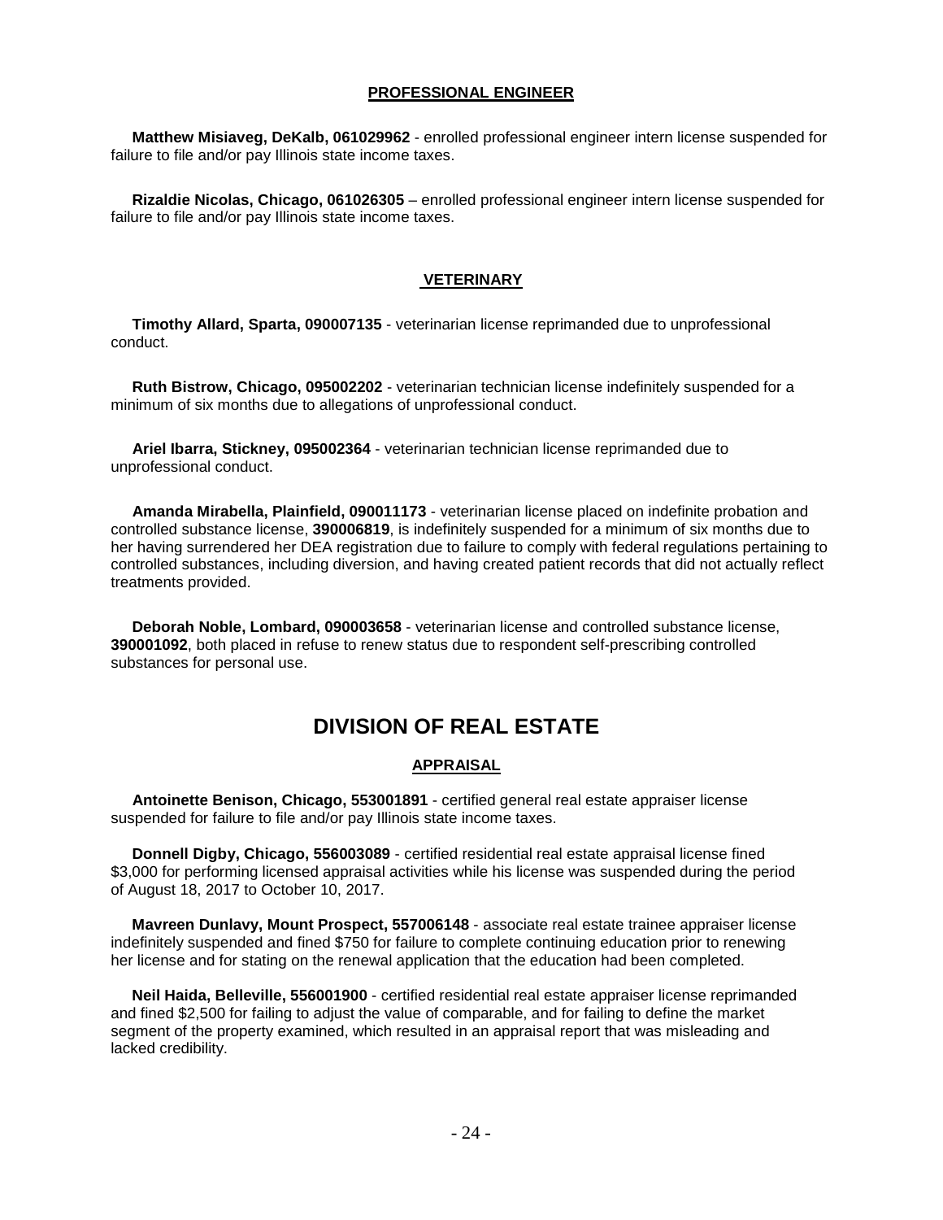### PROFESSIONAL ENGINEER

**Matthew Misiaveg, DeKalb, 061029962** - enrolled professional engineer intern license suspended for failure to file and/or pay Illinois state income taxes.

**Rizaldie Nicolas, Chicago, 061026305** – enrolled professional engineer intern license suspended for failure to file and/or pay Illinois state income taxes.

### VETERINARY

**Timothy Allard, Sparta, 090007135** - veterinarian license reprimanded due to unprofessional conduct.

**Ruth Bistrow, Chicago, 095002202** - veterinarian technician license indefinitely suspended for a minimum of six months due to allegations of unprofessional conduct.

**Ariel Ibarra, Stickney, 095002364** - veterinarian technician license reprimanded due to unprofessional conduct.

**Amanda Mirabella, Plainfield, 090011173** - veterinarian license placed on indefinite probation and controlled substance license, **390006819**, is indefinitely suspended for a minimum of six months due to her having surrendered her DEA registration due to failure to comply with federal regulations pertaining to controlled substances, including diversion, and having created patient records that did not actually reflect treatments provided.

**Deborah Noble, Lombard, 090003658** - veterinarian license and controlled substance license, **390001092**, both placed in refuse to renew status due to respondent self-prescribing controlled substances for personal use.

## DIVISION OF REAL ESTATE

### APPRAISAL

**Antoinette Benison, Chicago, 553001891** - certified general real estate appraiser license suspended for failure to file and/or pay Illinois state income taxes.

**Donnell Digby, Chicago, 556003089** - certified residential real estate appraisal license fined $3,000 for performing licensed appraisal activities while his license was suspended during the period of August 18, 2017 to October 10, 2017.

**Mavreen Dunlavy, Mount Prospect, 557006148** - associate real estate trainee appraiser license indefinitely suspended and fined $750 for failure to complete continuing education prior to renewing her license and for stating on the renewal application that the education had been completed.

**Neil Haida, Belleville, 556001900** - certified residential real estate appraiser license reprimanded and fined $2,500 for failing to adjust the value of comparable, and for failing to define the market segment of the property examined, which resulted in an appraisal report that was misleading and lacked credibility.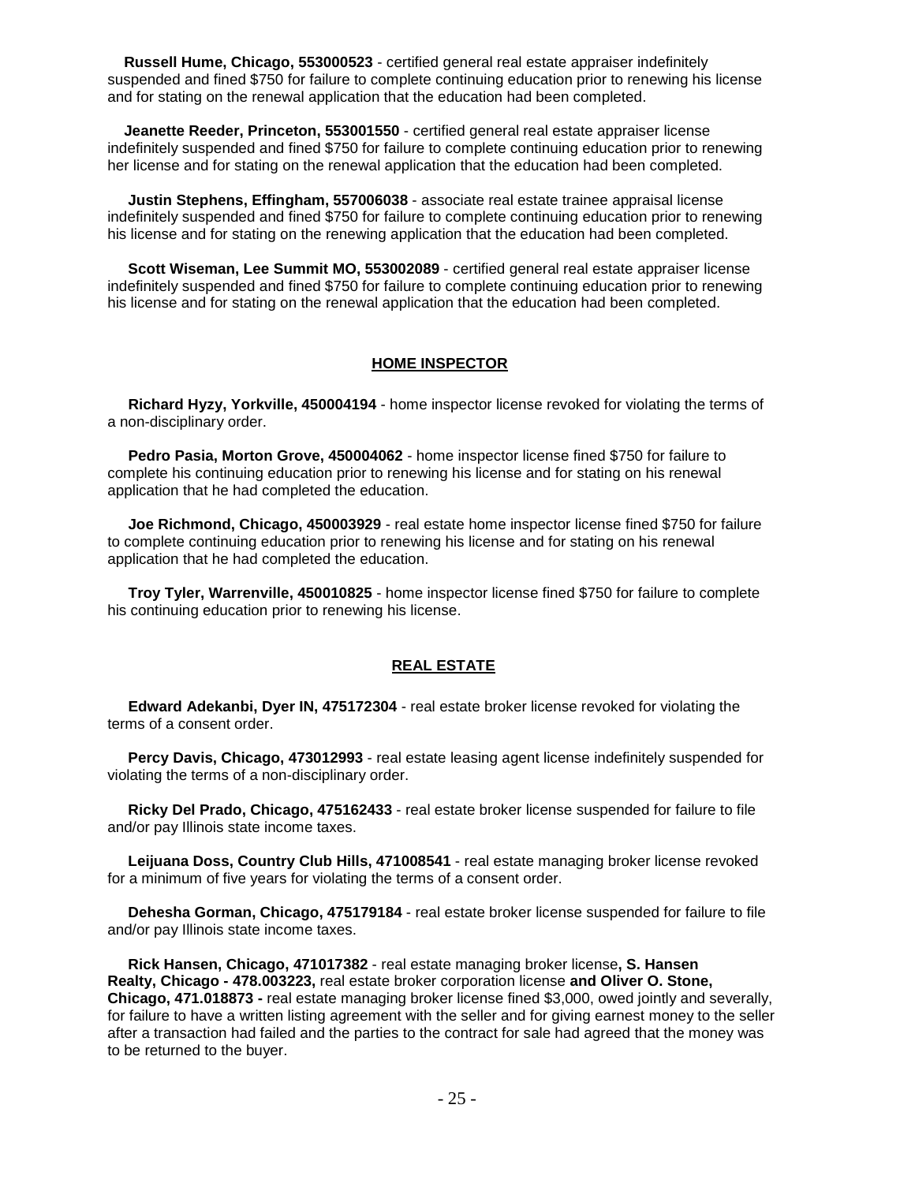**Russell Hume, Chicago, 553000523** - certified general real estate appraiser indefinitely suspended and fined $750 for failure to complete continuing education prior to renewing his license and for stating on the renewal application that the education had been completed.

**Jeanette Reeder, Princeton, 553001550** - certified general real estate appraiser license indefinitely suspended and fined $750 for failure to complete continuing education prior to renewing her license and for stating on the renewal application that the education had been completed.

**Justin Stephens, Effingham, 557006038** - associate real estate trainee appraisal license indefinitely suspended and fined $750 for failure to complete continuing education prior to renewing his license and for stating on the renewing application that the education had been completed.

**Scott Wiseman, Lee Summit MO, 553002089** - certified general real estate appraiser license indefinitely suspended and fined $750 for failure to complete continuing education prior to renewing his license and for stating on the renewal application that the education had been completed.

## HOME INSPECTOR

**Richard Hyzy, Yorkville, 450004194** - home inspector license revoked for violating the terms of a non-disciplinary order.

**Pedro Pasia, Morton Grove, 450004062** - home inspector license fined $750 for failure to complete his continuing education prior to renewing his license and for stating on his renewal application that he had completed the education.

**Joe Richmond, Chicago, 450003929** - real estate home inspector license fined $750 for failure to complete continuing education prior to renewing his license and for stating on his renewal application that he had completed the education.

**Troy Tyler, Warrenville, 450010825** - home inspector license fined $750 for failure to complete his continuing education prior to renewing his license.

## REAL ESTATE

**Edward Adekanbi, Dyer IN, 475172304** - real estate broker license revoked for violating the terms of a consent order.

**Percy Davis, Chicago, 473012993** - real estate leasing agent license indefinitely suspended for violating the terms of a non-disciplinary order.

**Ricky Del Prado, Chicago, 475162433** - real estate broker license suspended for failure to file and/or pay Illinois state income taxes.

**Leijuana Doss, Country Club Hills, 471008541** - real estate managing broker license revoked for a minimum of five years for violating the terms of a consent order.

**Dehesha Gorman, Chicago, 475179184** - real estate broker license suspended for failure to file and/or pay Illinois state income taxes.

**Rick Hansen, Chicago, 471017382** - real estate managing broker license**, S. Hansen Realty, Chicago - 478.003223,** real estate broker corporation license **and Oliver O. Stone, Chicago, 471.018873 -** real estate managing broker license fined $3,000, owed jointly and severally, for failure to have a written listing agreement with the seller and for giving earnest money to the seller after a transaction had failed and the parties to the contract for sale had agreed that the money was to be returned to the buyer.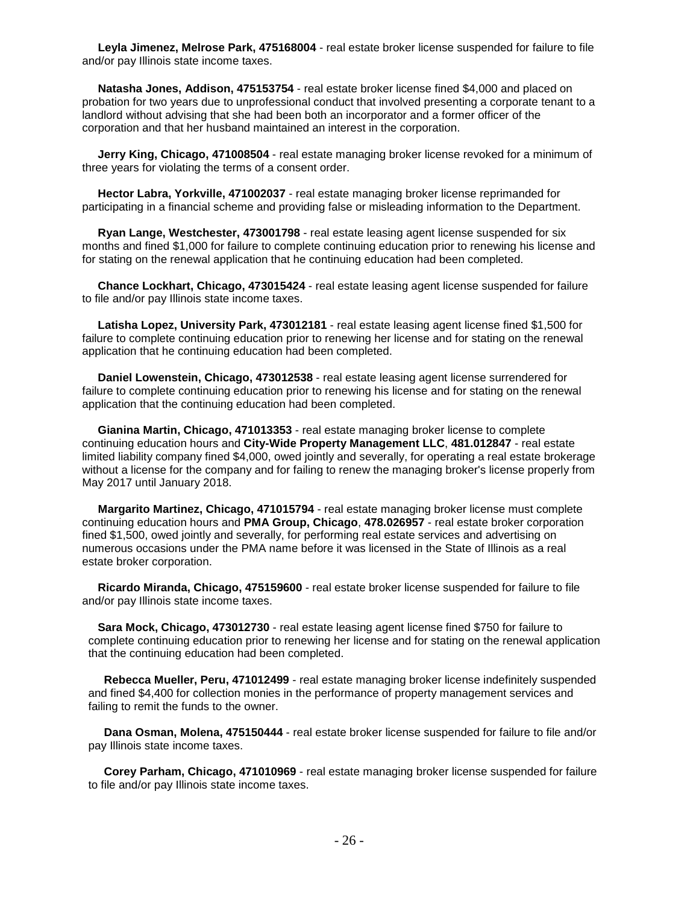**Leyla Jimenez, Melrose Park, 475168004** - real estate broker license suspended for failure to file and/or pay Illinois state income taxes.

**Natasha Jones, Addison, 475153754** - real estate broker license fined $4,000 and placed on probation for two years due to unprofessional conduct that involved presenting a corporate tenant to a landlord without advising that she had been both an incorporator and a former officer of the corporation and that her husband maintained an interest in the corporation.

**Jerry King, Chicago, 471008504** - real estate managing broker license revoked for a minimum of three years for violating the terms of a consent order.

**Hector Labra, Yorkville, 471002037** - real estate managing broker license reprimanded for participating in a financial scheme and providing false or misleading information to the Department.

**Ryan Lange, Westchester, 473001798** - real estate leasing agent license suspended for six months and fined $1,000 for failure to complete continuing education prior to renewing his license and for stating on the renewal application that he continuing education had been completed.

**Chance Lockhart, Chicago, 473015424** - real estate leasing agent license suspended for failure to file and/or pay Illinois state income taxes.

**Latisha Lopez, University Park, 473012181** - real estate leasing agent license fined $1,500 for failure to complete continuing education prior to renewing her license and for stating on the renewal application that he continuing education had been completed.

**Daniel Lowenstein, Chicago, 473012538** - real estate leasing agent license surrendered for failure to complete continuing education prior to renewing his license and for stating on the renewal application that the continuing education had been completed.

**Gianina Martin, Chicago, 471013353** - real estate managing broker license to complete continuing education hours and **City-Wide Property Management LLC**, **481.012847** - real estate limited liability company fined $4,000, owed jointly and severally, for operating a real estate brokerage without a license for the company and for failing to renew the managing broker's license properly from May 2017 until January 2018.

**Margarito Martinez, Chicago, 471015794** - real estate managing broker license must complete continuing education hours and **PMA Group, Chicago**, **478.026957** - real estate broker corporation fined $1,500, owed jointly and severally, for performing real estate services and advertising on numerous occasions under the PMA name before it was licensed in the State of Illinois as a real estate broker corporation.

**Ricardo Miranda, Chicago, 475159600** - real estate broker license suspended for failure to file and/or pay Illinois state income taxes.

**Sara Mock, Chicago, 473012730** - real estate leasing agent license fined $750 for failure to complete continuing education prior to renewing her license and for stating on the renewal application that the continuing education had been completed.

**Rebecca Mueller, Peru, 471012499** - real estate managing broker license indefinitely suspended and fined $4,400 for collection monies in the performance of property management services and failing to remit the funds to the owner.

**Dana Osman, Molena, 475150444** - real estate broker license suspended for failure to file and/or pay Illinois state income taxes.

**Corey Parham, Chicago, 471010969** - real estate managing broker license suspended for failure to file and/or pay Illinois state income taxes.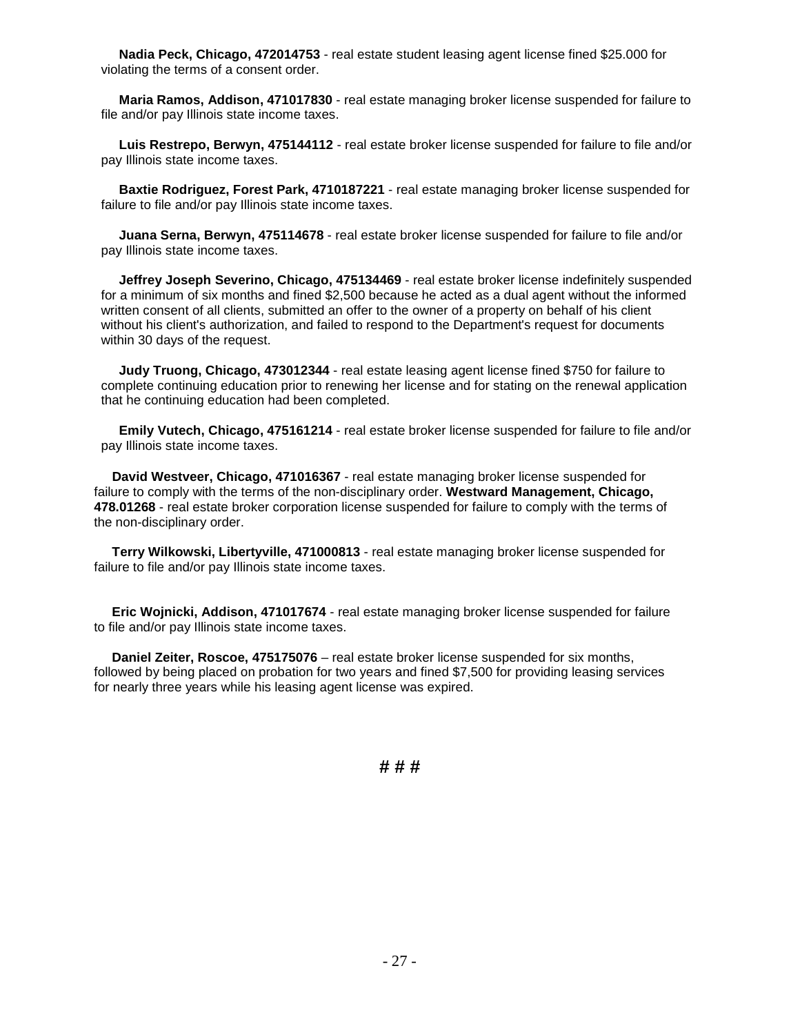**Nadia Peck, Chicago, 472014753** - real estate student leasing agent license fined $25.000 for violating the terms of a consent order.

**Maria Ramos, Addison, 471017830** - real estate managing broker license suspended for failure to file and/or pay Illinois state income taxes.

**Luis Restrepo, Berwyn, 475144112** - real estate broker license suspended for failure to file and/or pay Illinois state income taxes.

**Baxtie Rodriguez, Forest Park, 4710187221** - real estate managing broker license suspended for failure to file and/or pay Illinois state income taxes.

**Juana Serna, Berwyn, 475114678** - real estate broker license suspended for failure to file and/or pay Illinois state income taxes.

**Jeffrey Joseph Severino, Chicago, 475134469** - real estate broker license indefinitely suspended for a minimum of six months and fined $2,500 because he acted as a dual agent without the informed written consent of all clients, submitted an offer to the owner of a property on behalf of his client without his client's authorization, and failed to respond to the Department's request for documents within 30 days of the request.

**Judy Truong, Chicago, 473012344** - real estate leasing agent license fined $750 for failure to complete continuing education prior to renewing her license and for stating on the renewal application that he continuing education had been completed.

**Emily Vutech, Chicago, 475161214** - real estate broker license suspended for failure to file and/or pay Illinois state income taxes.

**David Westveer, Chicago, 471016367** - real estate managing broker license suspended for failure to comply with the terms of the non-disciplinary order. **Westward Management, Chicago, 478.01268** - real estate broker corporation license suspended for failure to comply with the terms of the non-disciplinary order.

**Terry Wilkowski, Libertyville, 471000813** - real estate managing broker license suspended for failure to file and/or pay Illinois state income taxes.

**Eric Wojnicki, Addison, 471017674** - real estate managing broker license suspended for failure to file and/or pay Illinois state income taxes.

**Daniel Zeiter, Roscoe, 475175076** – real estate broker license suspended for six months, followed by being placed on probation for two years and fined $7,500 for providing leasing services for nearly three years while his leasing agent license was expired.

# # #